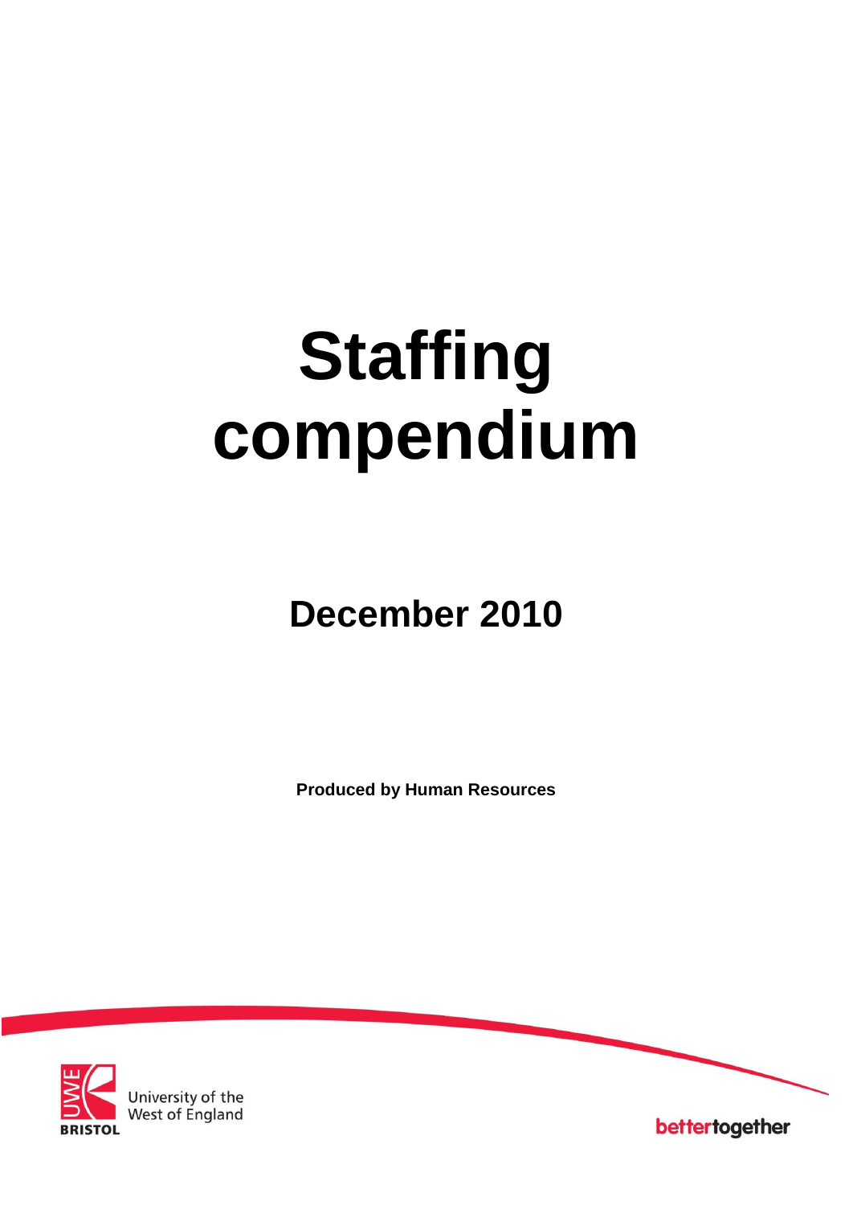# Staffing compendium

## December 2010

**Produced by Human Resources**

University of the West of England

BRISTOL

bettertogether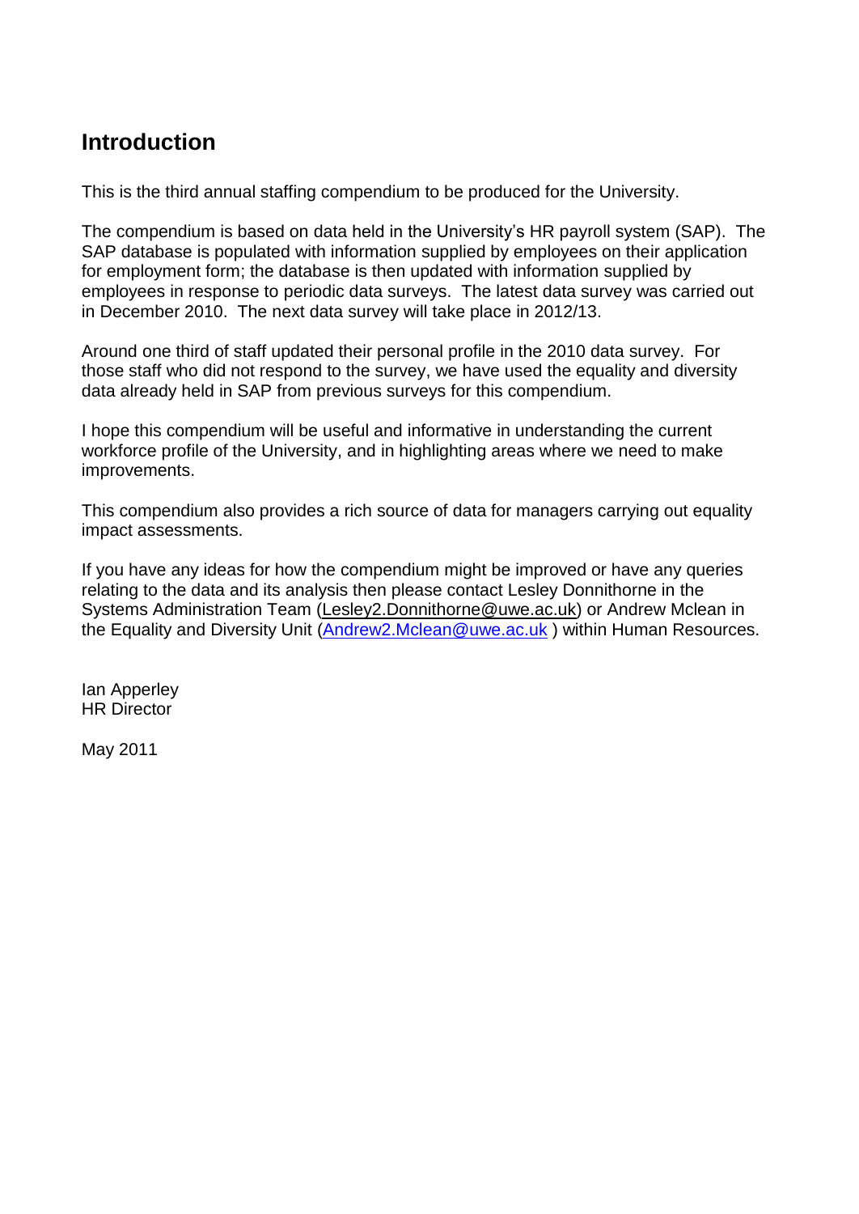## Introduction

This is the third annual staffing compendium to be produced for the University.

The compendium is based on data held in the University's HR payroll system (SAP). The SAP database is populated with information supplied by employees on their application for employment form; the database is then updated with information supplied by employees in response to periodic data surveys. The latest data survey was carried out in December 2010. The next data survey will take place in 2012/13.

Around one third of staff updated their personal profile in the 2010 data survey. For those staff who did not respond to the survey, we have used the equality and diversity data already held in SAP from previous surveys for this compendium.

I hope this compendium will be useful and informative in understanding the current workforce profile of the University, and in highlighting areas where we need to make improvements.

This compendium also provides a rich source of data for managers carrying out equality impact assessments.

If you have any ideas for how the compendium might be improved or have any queries relating to the data and its analysis then please contact Lesley Donnithorne in the Systems Administration Team (Lesley2.Donnithorne@uwe.ac.uk) or Andrew Mclean in the Equality and Diversity Unit (Andrew2.Mclean@uwe.ac.uk ) within Human Resources.

Ian Apperley
HR Director

May 2011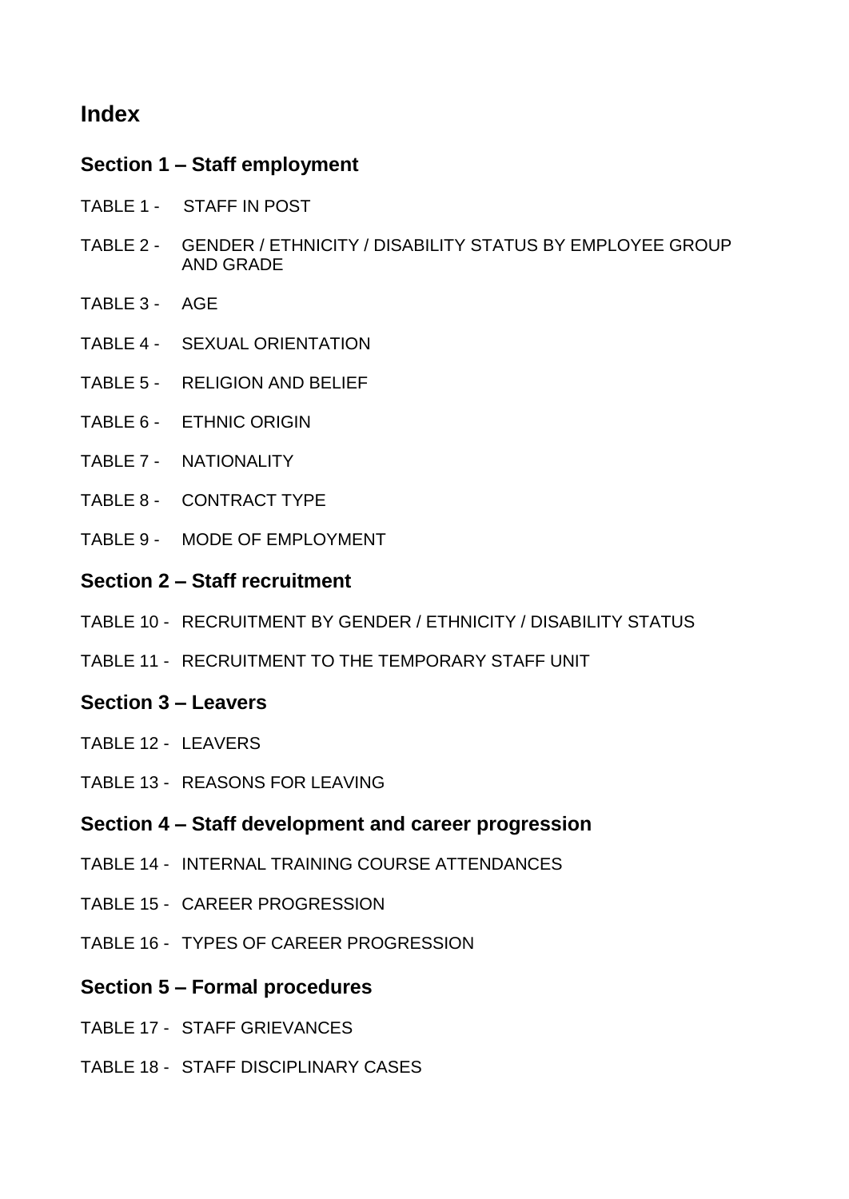# Index

## Section 1 – Staff employment

TABLE 1 - STAFF IN POST

TABLE 2 - GENDER / ETHNICITY / DISABILITY STATUS BY EMPLOYEE GROUP AND GRADE

TABLE 3 - AGE

TABLE 4 - SEXUAL ORIENTATION

TABLE 5 - RELIGION AND BELIEF

TABLE 6 - ETHNIC ORIGIN

TABLE 7 - NATIONALITY

TABLE 8 - CONTRACT TYPE

TABLE 9 - MODE OF EMPLOYMENT

## Section 2 – Staff recruitment

TABLE 10 - RECRUITMENT BY GENDER / ETHNICITY / DISABILITY STATUS

TABLE 11 - RECRUITMENT TO THE TEMPORARY STAFF UNIT

## Section 3 – Leavers

TABLE 12 - LEAVERS

TABLE 13 - REASONS FOR LEAVING

## Section 4 – Staff development and career progression

TABLE 14 - INTERNAL TRAINING COURSE ATTENDANCES

TABLE 15 - CAREER PROGRESSION

TABLE 16 - TYPES OF CAREER PROGRESSION

## Section 5 – Formal procedures

TABLE 17 - STAFF GRIEVANCES

TABLE 18 - STAFF DISCIPLINARY CASES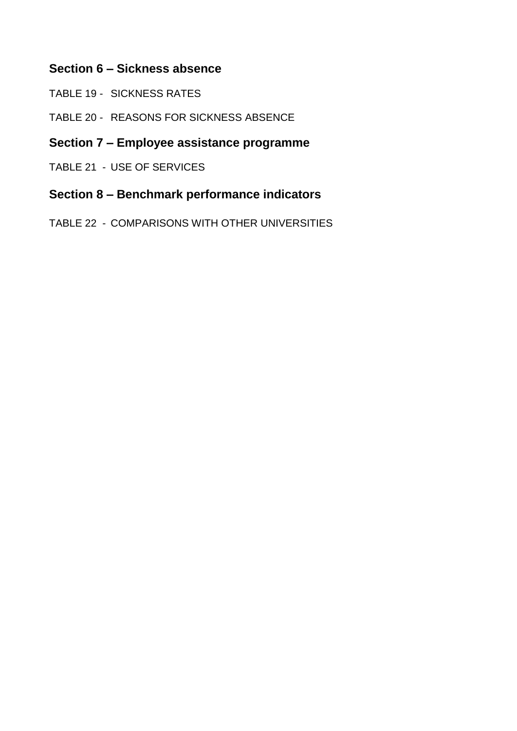## Section 6 – Sickness absence

TABLE 19 - SICKNESS RATES

TABLE 20 - REASONS FOR SICKNESS ABSENCE

## Section 7 – Employee assistance programme

TABLE 21 - USE OF SERVICES

## Section 8 – Benchmark performance indicators

TABLE 22 - COMPARISONS WITH OTHER UNIVERSITIES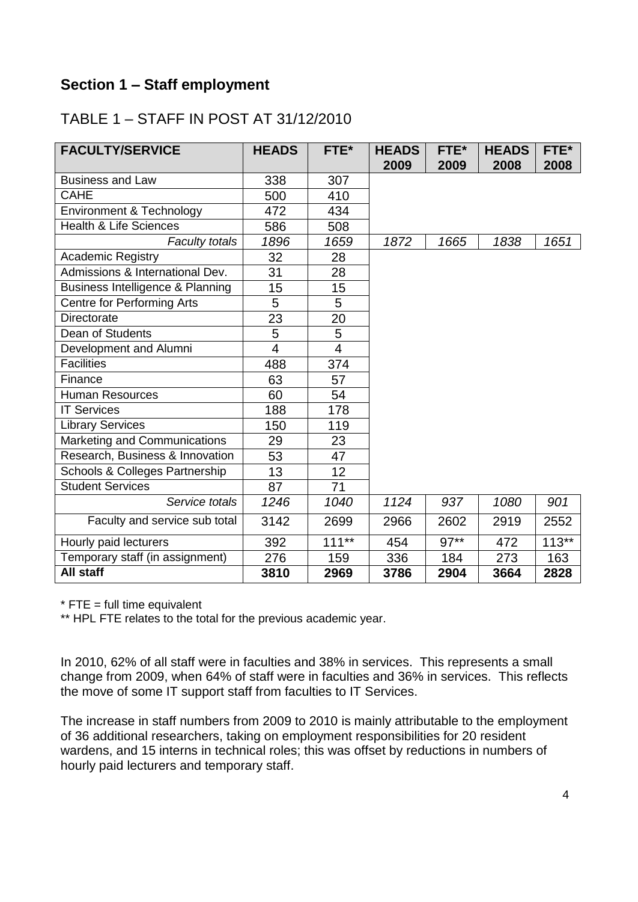## Section 1 – Staff employment

### TABLE 1 – STAFF IN POST AT 31/12/2010

| FACULTY/SERVICE | HEADS | FTE* | HEADS 2009 | FTE* 2009 | HEADS 2008 | FTE* 2008 |
|---|---|---|---|---|---|---|
| Business and Law | 338 | 307 | | | | |
| CAHE | 500 | 410 | | | | |
| Environment & Technology | 472 | 434 | | | | |
| Health & Life Sciences | 586 | 508 | | | | |
| *Faculty totals* | *1896* | *1659* | *1872* | *1665* | *1838* | *1651* |
| Academic Registry | 32 | 28 | | | | |
| Admissions & International Dev. | 31 | 28 | | | | |
| Business Intelligence & Planning | 15 | 15 | | | | |
| Centre for Performing Arts | 5 | 5 | | | | |
| Directorate | 23 | 20 | | | | |
| Dean of Students | 5 | 5 | | | | |
| Development and Alumni | 4 | 4 | | | | |
| Facilities | 488 | 374 | | | | |
| Finance | 63 | 57 | | | | |
| Human Resources | 60 | 54 | | | | |
| IT Services | 188 | 178 | | | | |
| Library Services | 150 | 119 | | | | |
| Marketing and Communications | 29 | 23 | | | | |
| Research, Business & Innovation | 53 | 47 | | | | |
| Schools & Colleges Partnership | 13 | 12 | | | | |
| Student Services | 87 | 71 | | | | |
| *Service totals* | *1246* | *1040* | *1124* | *937* | *1080* | *901* |
| Faculty and service sub total | 3142 | 2699 | 2966 | 2602 | 2919 | 2552 |
| Hourly paid lecturers | 392 | 111** | 454 | 97** | 472 | 113** |
| Temporary staff (in assignment) | 276 | 159 | 336 | 184 | 273 | 163 |
| **All staff** | **3810** | **2969** | **3786** | **2904** | **3664** | **2828** |

\* FTE = full time equivalent

\*\* HPL FTE relates to the total for the previous academic year.

In 2010, 62% of all staff were in faculties and 38% in services. This represents a small change from 2009, when 64% of staff were in faculties and 36% in services. This reflects the move of some IT support staff from faculties to IT Services.

The increase in staff numbers from 2009 to 2010 is mainly attributable to the employment of 36 additional researchers, taking on employment responsibilities for 20 resident wardens, and 15 interns in technical roles; this was offset by reductions in numbers of hourly paid lecturers and temporary staff.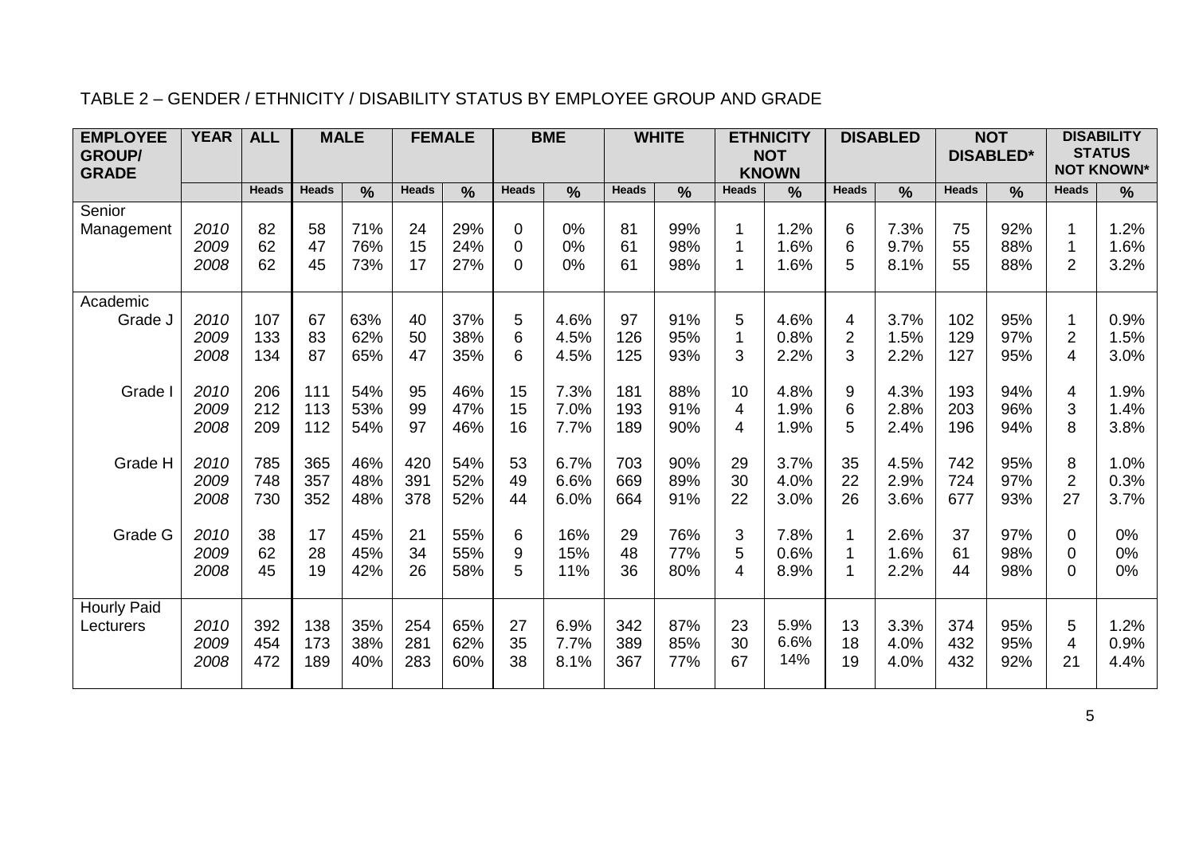TABLE 2 – GENDER / ETHNICITY / DISABILITY STATUS BY EMPLOYEE GROUP AND GRADE

| EMPLOYEE GROUP/ GRADE | YEAR | ALL | MALE | | FEMALE | | BME | | WHITE | | ETHNICITY NOT KNOWN | | DISABLED | | NOT DISABLED* | | DISABILITY STATUS NOT KNOWN* | |
|---|---|---|---|---|---|---|---|---|---|---|---|---|---|---|---|---|---|---|
| | | Heads | Heads | % | Heads | % | Heads | % | Heads | % | Heads | % | Heads | % | Heads | % | Heads | % |
| Senior Management | *2010* | 82 | 58 | 71% | 24 | 29% | 0 | 0% | 81 | 99% | 1 | 1.2% | 6 | 7.3% | 75 | 92% | 1 | 1.2% |
| | *2009* | 62 | 47 | 76% | 15 | 24% | 0 | 0% | 61 | 98% | 1 | 1.6% | 6 | 9.7% | 55 | 88% | 1 | 1.6% |
| | *2008* | 62 | 45 | 73% | 17 | 27% | 0 | 0% | 61 | 98% | 1 | 1.6% | 5 | 8.1% | 55 | 88% | 2 | 3.2% |
| Academic Grade J | *2010* | 107 | 67 | 63% | 40 | 37% | 5 | 4.6% | 97 | 91% | 5 | 4.6% | 4 | 3.7% | 102 | 95% | 1 | 0.9% |
| | *2009* | 133 | 83 | 62% | 50 | 38% | 6 | 4.5% | 126 | 95% | 1 | 0.8% | 2 | 1.5% | 129 | 97% | 2 | 1.5% |
| | *2008* | 134 | 87 | 65% | 47 | 35% | 6 | 4.5% | 125 | 93% | 3 | 2.2% | 3 | 2.2% | 127 | 95% | 4 | 3.0% |
| Grade I | *2010* | 206 | 111 | 54% | 95 | 46% | 15 | 7.3% | 181 | 88% | 10 | 4.8% | 9 | 4.3% | 193 | 94% | 4 | 1.9% |
| | *2009* | 212 | 113 | 53% | 99 | 47% | 15 | 7.0% | 193 | 91% | 4 | 1.9% | 6 | 2.8% | 203 | 96% | 3 | 1.4% |
| | *2008* | 209 | 112 | 54% | 97 | 46% | 16 | 7.7% | 189 | 90% | 4 | 1.9% | 5 | 2.4% | 196 | 94% | 8 | 3.8% |
| Grade H | *2010* | 785 | 365 | 46% | 420 | 54% | 53 | 6.7% | 703 | 90% | 29 | 3.7% | 35 | 4.5% | 742 | 95% | 8 | 1.0% |
| | *2009* | 748 | 357 | 48% | 391 | 52% | 49 | 6.6% | 669 | 89% | 30 | 4.0% | 22 | 2.9% | 724 | 97% | 2 | 0.3% |
| | *2008* | 730 | 352 | 48% | 378 | 52% | 44 | 6.0% | 664 | 91% | 22 | 3.0% | 26 | 3.6% | 677 | 93% | 27 | 3.7% |
| Grade G | *2010* | 38 | 17 | 45% | 21 | 55% | 6 | 16% | 29 | 76% | 3 | 7.8% | 1 | 2.6% | 37 | 97% | 0 | 0% |
| | *2009* | 62 | 28 | 45% | 34 | 55% | 9 | 15% | 48 | 77% | 5 | 0.6% | 1 | 1.6% | 61 | 98% | 0 | 0% |
| | *2008* | 45 | 19 | 42% | 26 | 58% | 5 | 11% | 36 | 80% | 4 | 8.9% | 1 | 2.2% | 44 | 98% | 0 | 0% |
| Hourly Paid Lecturers | *2010* | 392 | 138 | 35% | 254 | 65% | 27 | 6.9% | 342 | 87% | 23 | 5.9% | 13 | 3.3% | 374 | 95% | 5 | 1.2% |
| | *2009* | 454 | 173 | 38% | 281 | 62% | 35 | 7.7% | 389 | 85% | 30 | 6.6% | 18 | 4.0% | 432 | 95% | 4 | 0.9% |
| | *2008* | 472 | 189 | 40% | 283 | 60% | 38 | 8.1% | 367 | 77% | 67 | 14% | 19 | 4.0% | 432 | 92% | 21 | 4.4% |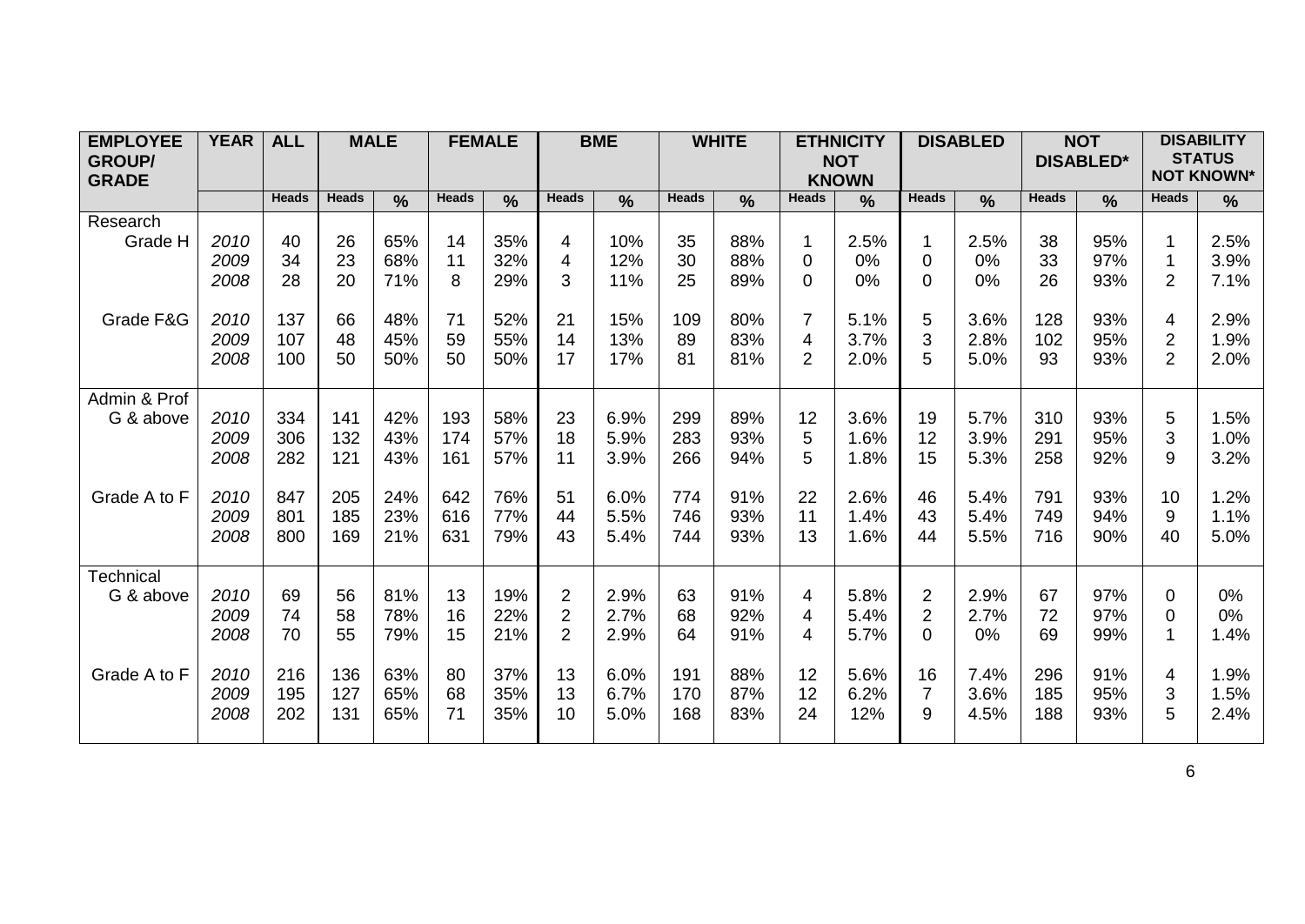| EMPLOYEE GROUP/ GRADE | YEAR | ALL | MALE | | FEMALE | | BME | | WHITE | | ETHNICITY NOT KNOWN | | DISABLED | | NOT DISABLED* | | DISABILITY STATUS NOT KNOWN* | |
|---|---|---|---|---|---|---|---|---|---|---|---|---|---|---|---|---|---|---|
| | | Heads | Heads | % | Heads | % | Heads | % | Heads | % | Heads | % | Heads | % | Heads | % | Heads | % |
| Research | | | | | | | | | | | | | | | | | | |
| Grade H | *2010* | 40 | 26 | 65% | 14 | 35% | 4 | 10% | 35 | 88% | 1 | 2.5% | 1 | 2.5% | 38 | 95% | 1 | 2.5% |
| | *2009* | 34 | 23 | 68% | 11 | 32% | 4 | 12% | 30 | 88% | 0 | 0% | 0 | 0% | 33 | 97% | 1 | 3.9% |
| | *2008* | 28 | 20 | 71% | 8 | 29% | 3 | 11% | 25 | 89% | 0 | 0% | 0 | 0% | 26 | 93% | 2 | 7.1% |
| Grade F&G | *2010* | 137 | 66 | 48% | 71 | 52% | 21 | 15% | 109 | 80% | 7 | 5.1% | 5 | 3.6% | 128 | 93% | 4 | 2.9% |
| | *2009* | 107 | 48 | 45% | 59 | 55% | 14 | 13% | 89 | 83% | 4 | 3.7% | 3 | 2.8% | 102 | 95% | 2 | 1.9% |
| | *2008* | 100 | 50 | 50% | 50 | 50% | 17 | 17% | 81 | 81% | 2 | 2.0% | 5 | 5.0% | 93 | 93% | 2 | 2.0% |
| Admin & Prof | | | | | | | | | | | | | | | | | | |
| G & above | *2010* | 334 | 141 | 42% | 193 | 58% | 23 | 6.9% | 299 | 89% | 12 | 3.6% | 19 | 5.7% | 310 | 93% | 5 | 1.5% |
| | *2009* | 306 | 132 | 43% | 174 | 57% | 18 | 5.9% | 283 | 93% | 5 | 1.6% | 12 | 3.9% | 291 | 95% | 3 | 1.0% |
| | *2008* | 282 | 121 | 43% | 161 | 57% | 11 | 3.9% | 266 | 94% | 5 | 1.8% | 15 | 5.3% | 258 | 92% | 9 | 3.2% |
| Grade A to F | *2010* | 847 | 205 | 24% | 642 | 76% | 51 | 6.0% | 774 | 91% | 22 | 2.6% | 46 | 5.4% | 791 | 93% | 10 | 1.2% |
| | *2009* | 801 | 185 | 23% | 616 | 77% | 44 | 5.5% | 746 | 93% | 11 | 1.4% | 43 | 5.4% | 749 | 94% | 9 | 1.1% |
| | *2008* | 800 | 169 | 21% | 631 | 79% | 43 | 5.4% | 744 | 93% | 13 | 1.6% | 44 | 5.5% | 716 | 90% | 40 | 5.0% |
| Technical | | | | | | | | | | | | | | | | | | |
| G & above | *2010* | 69 | 56 | 81% | 13 | 19% | 2 | 2.9% | 63 | 91% | 4 | 5.8% | 2 | 2.9% | 67 | 97% | 0 | 0% |
| | *2009* | 74 | 58 | 78% | 16 | 22% | 2 | 2.7% | 68 | 92% | 4 | 5.4% | 2 | 2.7% | 72 | 97% | 0 | 0% |
| | *2008* | 70 | 55 | 79% | 15 | 21% | 2 | 2.9% | 64 | 91% | 4 | 5.7% | 0 | 0% | 69 | 99% | 1 | 1.4% |
| Grade A to F | *2010* | 216 | 136 | 63% | 80 | 37% | 13 | 6.0% | 191 | 88% | 12 | 5.6% | 16 | 7.4% | 296 | 91% | 4 | 1.9% |
| | *2009* | 195 | 127 | 65% | 68 | 35% | 13 | 6.7% | 170 | 87% | 12 | 6.2% | 7 | 3.6% | 185 | 95% | 3 | 1.5% |
| | *2008* | 202 | 131 | 65% | 71 | 35% | 10 | 5.0% | 168 | 83% | 24 | 12% | 9 | 4.5% | 188 | 93% | 5 | 2.4% |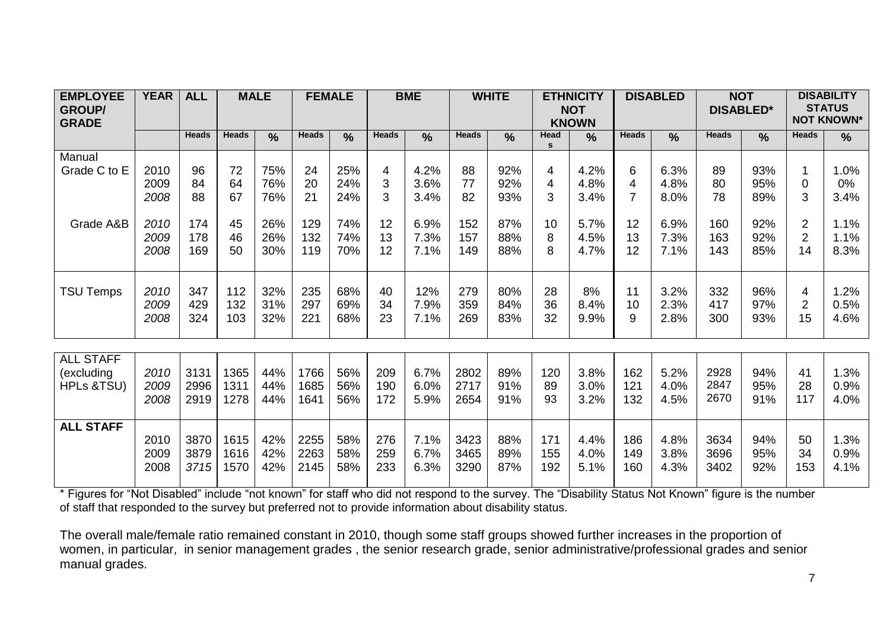| EMPLOYEE GROUP/ GRADE | YEAR | ALL | MALE | | FEMALE | | BME | | WHITE | | ETHNICITY NOT KNOWN | | DISABLED | | NOT DISABLED* | | DISABILITY STATUS NOT KNOWN* | |
|---|---|---|---|---|---|---|---|---|---|---|---|---|---|---|---|---|---|---|
| | | Heads | Heads | % | Heads | % | Heads | % | Heads | % | Heads | % | Heads | % | Heads | % | Heads | % |
| Manual | | | | | | | | | | | | | | | | | | |
| Grade C to E | 2010 | 96 | 72 | 75% | 24 | 25% | 4 | 4.2% | 88 | 92% | 4 | 4.2% | 6 | 6.3% | 89 | 93% | 1 | 1.0% |
| | 2009 | 84 | 64 | 76% | 20 | 24% | 3 | 3.6% | 77 | 92% | 4 | 4.8% | 4 | 4.8% | 80 | 95% | 0 | 0% |
| | *2008* | 88 | 67 | 76% | 21 | 24% | 3 | 3.4% | 82 | 93% | 3 | 3.4% | 7 | 8.0% | 78 | 89% | 3 | 3.4% |
| Grade A&B | *2010* | 174 | 45 | 26% | 129 | 74% | 12 | 6.9% | 152 | 87% | 10 | 5.7% | 12 | 6.9% | 160 | 92% | 2 | 1.1% |
| | *2009* | 178 | 46 | 26% | 132 | 74% | 13 | 7.3% | 157 | 88% | 8 | 4.5% | 13 | 7.3% | 163 | 92% | 2 | 1.1% |
| | *2008* | 169 | 50 | 30% | 119 | 70% | 12 | 7.1% | 149 | 88% | 8 | 4.7% | 12 | 7.1% | 143 | 85% | 14 | 8.3% |
| TSU Temps | *2010* | 347 | 112 | 32% | 235 | 68% | 40 | 12% | 279 | 80% | 28 | 8% | 11 | 3.2% | 332 | 96% | 4 | 1.2% |
| | *2009* | 429 | 132 | 31% | 297 | 69% | 34 | 7.9% | 359 | 84% | 36 | 8.4% | 10 | 2.3% | 417 | 97% | 2 | 0.5% |
| | *2008* | 324 | 103 | 32% | 221 | 68% | 23 | 7.1% | 269 | 83% | 32 | 9.9% | 9 | 2.8% | 300 | 93% | 15 | 4.6% |
| ALL STAFF (excluding HPLs &TSU) | *2010* | 3131 | 1365 | 44% | 1766 | 56% | 209 | 6.7% | 2802 | 89% | 120 | 3.8% | 162 | 5.2% | 2928 | 94% | 41 | 1.3% |
| | *2009* | 2996 | 1311 | 44% | 1685 | 56% | 190 | 6.0% | 2717 | 91% | 89 | 3.0% | 121 | 4.0% | 2847 | 95% | 28 | 0.9% |
| | *2008* | 2919 | 1278 | 44% | 1641 | 56% | 172 | 5.9% | 2654 | 91% | 93 | 3.2% | 132 | 4.5% | 2670 | 91% | 117 | 4.0% |
| **ALL STAFF** | 2010 | 3870 | 1615 | 42% | 2255 | 58% | 276 | 7.1% | 3423 | 88% | 171 | 4.4% | 186 | 4.8% | 3634 | 94% | 50 | 1.3% |
| | 2009 | 3879 | 1616 | 42% | 2263 | 58% | 259 | 6.7% | 3465 | 89% | 155 | 4.0% | 149 | 3.8% | 3696 | 95% | 34 | 0.9% |
| | 2008 | *3715* | 1570 | 42% | 2145 | 58% | 233 | 6.3% | 3290 | 87% | 192 | 5.1% | 160 | 4.3% | 3402 | 92% | 153 | 4.1% |

\* Figures for "Not Disabled" include "not known" for staff who did not respond to the survey. The "Disability Status Not Known" figure is the number of staff that responded to the survey but preferred not to provide information about disability status.

The overall male/female ratio remained constant in 2010, though some staff groups showed further increases in the proportion of women, in particular, in senior management grades , the senior research grade, senior administrative/professional grades and senior manual grades.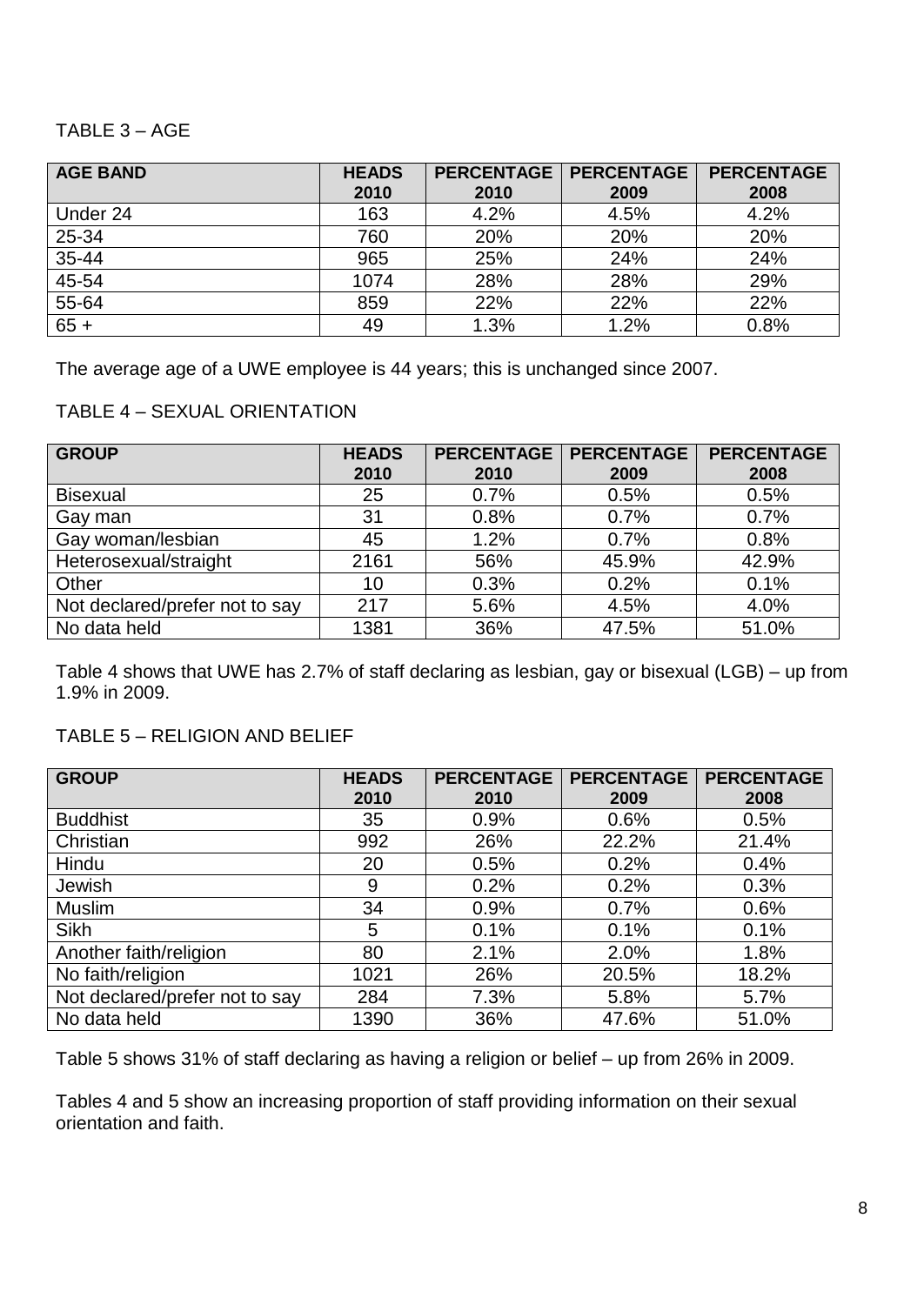TABLE 3 – AGE

| AGE BAND | HEADS 2010 | PERCENTAGE 2010 | PERCENTAGE 2009 | PERCENTAGE 2008 |
|---|---|---|---|---|
| Under 24 | 163 | 4.2% | 4.5% | 4.2% |
| 25-34 | 760 | 20% | 20% | 20% |
| 35-44 | 965 | 25% | 24% | 24% |
| 45-54 | 1074 | 28% | 28% | 29% |
| 55-64 | 859 | 22% | 22% | 22% |
| 65 + | 49 | 1.3% | 1.2% | 0.8% |

The average age of a UWE employee is 44 years; this is unchanged since 2007.

TABLE 4 – SEXUAL ORIENTATION

| GROUP | HEADS 2010 | PERCENTAGE 2010 | PERCENTAGE 2009 | PERCENTAGE 2008 |
|---|---|---|---|---|
| Bisexual | 25 | 0.7% | 0.5% | 0.5% |
| Gay man | 31 | 0.8% | 0.7% | 0.7% |
| Gay woman/lesbian | 45 | 1.2% | 0.7% | 0.8% |
| Heterosexual/straight | 2161 | 56% | 45.9% | 42.9% |
| Other | 10 | 0.3% | 0.2% | 0.1% |
| Not declared/prefer not to say | 217 | 5.6% | 4.5% | 4.0% |
| No data held | 1381 | 36% | 47.5% | 51.0% |

Table 4 shows that UWE has 2.7% of staff declaring as lesbian, gay or bisexual (LGB) – up from 1.9% in 2009.

TABLE 5 – RELIGION AND BELIEF

| GROUP | HEADS 2010 | PERCENTAGE 2010 | PERCENTAGE 2009 | PERCENTAGE 2008 |
|---|---|---|---|---|
| Buddhist | 35 | 0.9% | 0.6% | 0.5% |
| Christian | 992 | 26% | 22.2% | 21.4% |
| Hindu | 20 | 0.5% | 0.2% | 0.4% |
| Jewish | 9 | 0.2% | 0.2% | 0.3% |
| Muslim | 34 | 0.9% | 0.7% | 0.6% |
| Sikh | 5 | 0.1% | 0.1% | 0.1% |
| Another faith/religion | 80 | 2.1% | 2.0% | 1.8% |
| No faith/religion | 1021 | 26% | 20.5% | 18.2% |
| Not declared/prefer not to say | 284 | 7.3% | 5.8% | 5.7% |
| No data held | 1390 | 36% | 47.6% | 51.0% |

Table 5 shows 31% of staff declaring as having a religion or belief – up from 26% in 2009.

Tables 4 and 5 show an increasing proportion of staff providing information on their sexual orientation and faith.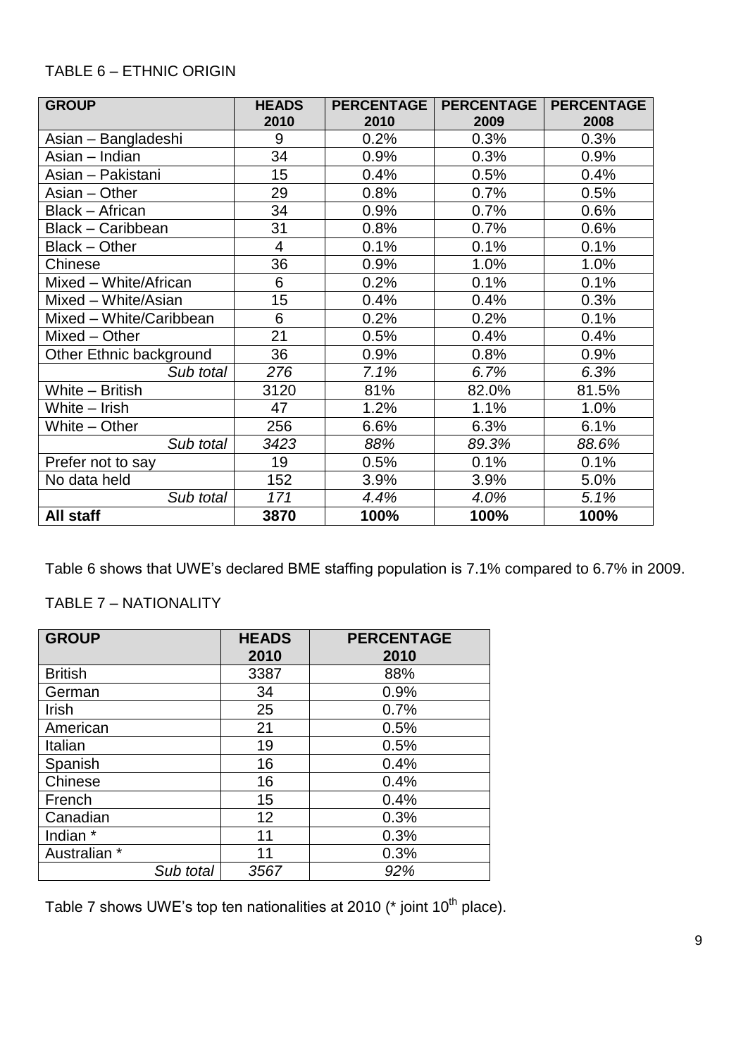TABLE 6 – ETHNIC ORIGIN

| GROUP | HEADS 2010 | PERCENTAGE 2010 | PERCENTAGE 2009 | PERCENTAGE 2008 |
|---|---|---|---|---|
| Asian – Bangladeshi | 9 | 0.2% | 0.3% | 0.3% |
| Asian – Indian | 34 | 0.9% | 0.3% | 0.9% |
| Asian – Pakistani | 15 | 0.4% | 0.5% | 0.4% |
| Asian – Other | 29 | 0.8% | 0.7% | 0.5% |
| Black – African | 34 | 0.9% | 0.7% | 0.6% |
| Black – Caribbean | 31 | 0.8% | 0.7% | 0.6% |
| Black – Other | 4 | 0.1% | 0.1% | 0.1% |
| Chinese | 36 | 0.9% | 1.0% | 1.0% |
| Mixed – White/African | 6 | 0.2% | 0.1% | 0.1% |
| Mixed – White/Asian | 15 | 0.4% | 0.4% | 0.3% |
| Mixed – White/Caribbean | 6 | 0.2% | 0.2% | 0.1% |
| Mixed – Other | 21 | 0.5% | 0.4% | 0.4% |
| Other Ethnic background | 36 | 0.9% | 0.8% | 0.9% |
| *Sub total* | *276* | *7.1%* | *6.7%* | *6.3%* |
| White – British | 3120 | 81% | 82.0% | 81.5% |
| White – Irish | 47 | 1.2% | 1.1% | 1.0% |
| White – Other | 256 | 6.6% | 6.3% | 6.1% |
| *Sub total* | *3423* | *88%* | *89.3%* | *88.6%* |
| Prefer not to say | 19 | 0.5% | 0.1% | 0.1% |
| No data held | 152 | 3.9% | 3.9% | 5.0% |
| *Sub total* | *171* | *4.4%* | *4.0%* | *5.1%* |
| **All staff** | **3870** | **100%** | **100%** | **100%** |

Table 6 shows that UWE's declared BME staffing population is 7.1% compared to 6.7% in 2009.

TABLE 7 – NATIONALITY

| GROUP | HEADS 2010 | PERCENTAGE 2010 |
|---|---|---|
| British | 3387 | 88% |
| German | 34 | 0.9% |
| Irish | 25 | 0.7% |
| American | 21 | 0.5% |
| Italian | 19 | 0.5% |
| Spanish | 16 | 0.4% |
| Chinese | 16 | 0.4% |
| French | 15 | 0.4% |
| Canadian | 12 | 0.3% |
| Indian * | 11 | 0.3% |
| Australian * | 11 | 0.3% |
| *Sub total* | *3567* | *92%* |

Table 7 shows UWE's top ten nationalities at 2010 (* joint 10th place).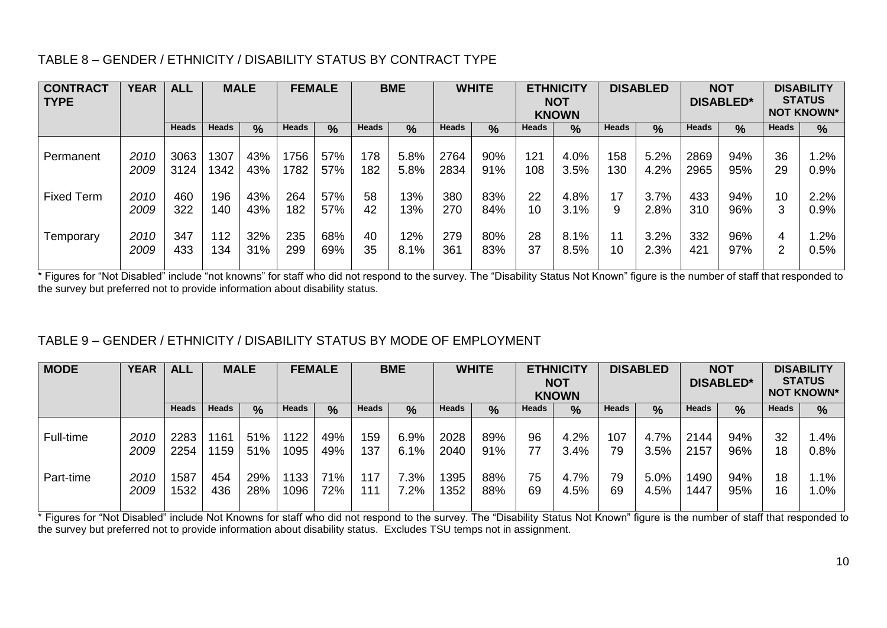TABLE 8 – GENDER / ETHNICITY / DISABILITY STATUS BY CONTRACT TYPE

| CONTRACT TYPE | YEAR | ALL | MALE | | FEMALE | | BME | | WHITE | | ETHNICITY NOT KNOWN | | DISABLED | | NOT DISABLED* | | DISABILITY STATUS NOT KNOWN* | |
|---|---|---|---|---|---|---|---|---|---|---|---|---|---|---|---|---|---|---|
| | | Heads | Heads | % | Heads | % | Heads | % | Heads | % | Heads | % | Heads | % | Heads | % | Heads | % |
| Permanent | 2010 | 3063 | 1307 | 43% | 1756 | 57% | 178 | 5.8% | 2764 | 90% | 121 | 4.0% | 158 | 5.2% | 2869 | 94% | 36 | 1.2% |
| | 2009 | 3124 | 1342 | 43% | 1782 | 57% | 182 | 5.8% | 2834 | 91% | 108 | 3.5% | 130 | 4.2% | 2965 | 95% | 29 | 0.9% |
| Fixed Term | 2010 | 460 | 196 | 43% | 264 | 57% | 58 | 13% | 380 | 83% | 22 | 4.8% | 17 | 3.7% | 433 | 94% | 10 | 2.2% |
| | 2009 | 322 | 140 | 43% | 182 | 57% | 42 | 13% | 270 | 84% | 10 | 3.1% | 9 | 2.8% | 310 | 96% | 3 | 0.9% |
| Temporary | 2010 | 347 | 112 | 32% | 235 | 68% | 40 | 12% | 279 | 80% | 28 | 8.1% | 11 | 3.2% | 332 | 96% | 4 | 1.2% |
| | 2009 | 433 | 134 | 31% | 299 | 69% | 35 | 8.1% | 361 | 83% | 37 | 8.5% | 10 | 2.3% | 421 | 97% | 2 | 0.5% |

* Figures for "Not Disabled" include "not knowns" for staff who did not respond to the survey. The "Disability Status Not Known" figure is the number of staff that responded to the survey but preferred not to provide information about disability status.

TABLE 9 – GENDER / ETHNICITY / DISABILITY STATUS BY MODE OF EMPLOYMENT

| MODE | YEAR | ALL | MALE | | FEMALE | | BME | | WHITE | | ETHNICITY NOT KNOWN | | DISABLED | | NOT DISABLED* | | DISABILITY STATUS NOT KNOWN* | |
|---|---|---|---|---|---|---|---|---|---|---|---|---|---|---|---|---|---|---|
| | | Heads | Heads | % | Heads | % | Heads | % | Heads | % | Heads | % | Heads | % | Heads | % | Heads | % |
| Full-time | 2010 | 2283 | 1161 | 51% | 1122 | 49% | 159 | 6.9% | 2028 | 89% | 96 | 4.2% | 107 | 4.7% | 2144 | 94% | 32 | 1.4% |
| | 2009 | 2254 | 1159 | 51% | 1095 | 49% | 137 | 6.1% | 2040 | 91% | 77 | 3.4% | 79 | 3.5% | 2157 | 96% | 18 | 0.8% |
| Part-time | 2010 | 1587 | 454 | 29% | 1133 | 71% | 117 | 7.3% | 1395 | 88% | 75 | 4.7% | 79 | 5.0% | 1490 | 94% | 18 | 1.1% |
| | 2009 | 1532 | 436 | 28% | 1096 | 72% | 111 | 7.2% | 1352 | 88% | 69 | 4.5% | 69 | 4.5% | 1447 | 95% | 16 | 1.0% |

* Figures for "Not Disabled" include Not Knowns for staff who did not respond to the survey. The "Disability Status Not Known" figure is the number of staff that responded to the survey but preferred not to provide information about disability status. Excludes TSU temps not in assignment.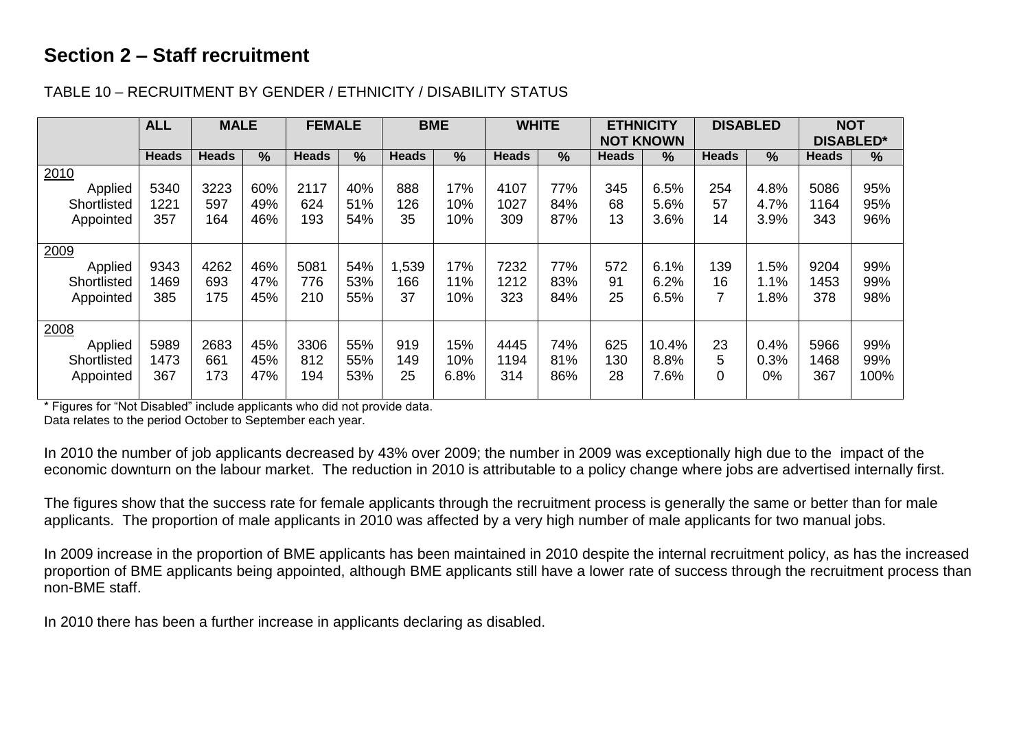## Section 2 – Staff recruitment

TABLE 10 – RECRUITMENT BY GENDER / ETHNICITY / DISABILITY STATUS

| | ALL | MALE | | FEMALE | | BME | | WHITE | | ETHNICITY NOT KNOWN | | DISABLED | | NOT DISABLED* | |
|---|---|---|---|---|---|---|---|---|---|---|---|---|---|---|---|
| | Heads | Heads | % | Heads | % | Heads | % | Heads | % | Heads | % | Heads | % | Heads | % |
| 2010 | | | | | | | | | | | | | | | |
| Applied | 5340 | 3223 | 60% | 2117 | 40% | 888 | 17% | 4107 | 77% | 345 | 6.5% | 254 | 4.8% | 5086 | 95% |
| Shortlisted | 1221 | 597 | 49% | 624 | 51% | 126 | 10% | 1027 | 84% | 68 | 5.6% | 57 | 4.7% | 1164 | 95% |
| Appointed | 357 | 164 | 46% | 193 | 54% | 35 | 10% | 309 | 87% | 13 | 3.6% | 14 | 3.9% | 343 | 96% |
| 2009 | | | | | | | | | | | | | | | |
| Applied | 9343 | 4262 | 46% | 5081 | 54% | 1,539 | 17% | 7232 | 77% | 572 | 6.1% | 139 | 1.5% | 9204 | 99% |
| Shortlisted | 1469 | 693 | 47% | 776 | 53% | 166 | 11% | 1212 | 83% | 91 | 6.2% | 16 | 1.1% | 1453 | 99% |
| Appointed | 385 | 175 | 45% | 210 | 55% | 37 | 10% | 323 | 84% | 25 | 6.5% | 7 | 1.8% | 378 | 98% |
| 2008 | | | | | | | | | | | | | | | |
| Applied | 5989 | 2683 | 45% | 3306 | 55% | 919 | 15% | 4445 | 74% | 625 | 10.4% | 23 | 0.4% | 5966 | 99% |
| Shortlisted | 1473 | 661 | 45% | 812 | 55% | 149 | 10% | 1194 | 81% | 130 | 8.8% | 5 | 0.3% | 1468 | 99% |
| Appointed | 367 | 173 | 47% | 194 | 53% | 25 | 6.8% | 314 | 86% | 28 | 7.6% | 0 | 0% | 367 | 100% |

* Figures for "Not Disabled" include applicants who did not provide data.
Data relates to the period October to September each year.

In 2010 the number of job applicants decreased by 43% over 2009; the number in 2009 was exceptionally high due to the impact of the economic downturn on the labour market. The reduction in 2010 is attributable to a policy change where jobs are advertised internally first.

The figures show that the success rate for female applicants through the recruitment process is generally the same or better than for male applicants. The proportion of male applicants in 2010 was affected by a very high number of male applicants for two manual jobs.

In 2009 increase in the proportion of BME applicants has been maintained in 2010 despite the internal recruitment policy, as has the increased proportion of BME applicants being appointed, although BME applicants still have a lower rate of success through the recruitment process than non-BME staff.

In 2010 there has been a further increase in applicants declaring as disabled.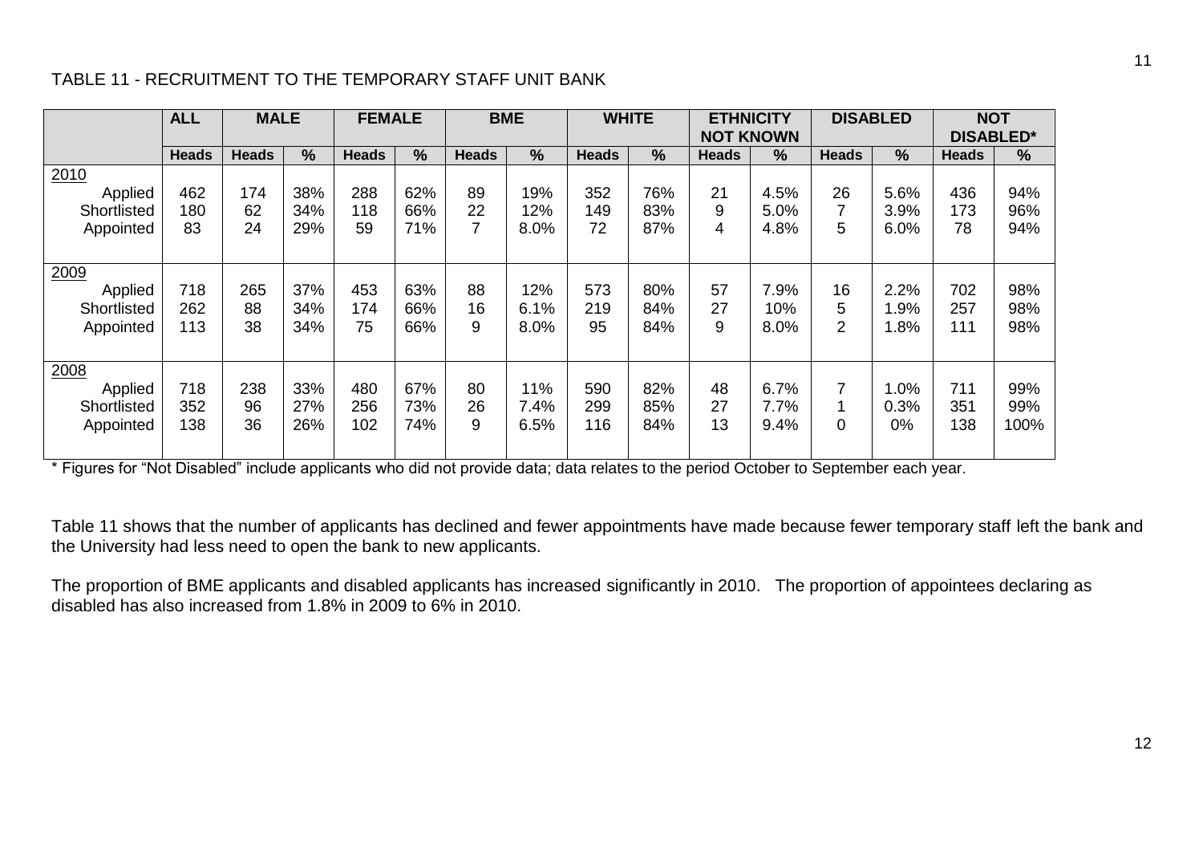TABLE 11 - RECRUITMENT TO THE TEMPORARY STAFF UNIT BANK

| | ALL | MALE | | FEMALE | | BME | | WHITE | | ETHNICITY NOT KNOWN | | DISABLED | | NOT DISABLED* | |
|---|---|---|---|---|---|---|---|---|---|---|---|---|---|---|---|
| | Heads | Heads | % | Heads | % | Heads | % | Heads | % | Heads | % | Heads | % | Heads | % |
| 2010 | | | | | | | | | | | | | | | |
| Applied | 462 | 174 | 38% | 288 | 62% | 89 | 19% | 352 | 76% | 21 | 4.5% | 26 | 5.6% | 436 | 94% |
| Shortlisted | 180 | 62 | 34% | 118 | 66% | 22 | 12% | 149 | 83% | 9 | 5.0% | 7 | 3.9% | 173 | 96% |
| Appointed | 83 | 24 | 29% | 59 | 71% | 7 | 8.0% | 72 | 87% | 4 | 4.8% | 5 | 6.0% | 78 | 94% |
| 2009 | | | | | | | | | | | | | | | |
| Applied | 718 | 265 | 37% | 453 | 63% | 88 | 12% | 573 | 80% | 57 | 7.9% | 16 | 2.2% | 702 | 98% |
| Shortlisted | 262 | 88 | 34% | 174 | 66% | 16 | 6.1% | 219 | 84% | 27 | 10% | 5 | 1.9% | 257 | 98% |
| Appointed | 113 | 38 | 34% | 75 | 66% | 9 | 8.0% | 95 | 84% | 9 | 8.0% | 2 | 1.8% | 111 | 98% |
| 2008 | | | | | | | | | | | | | | | |
| Applied | 718 | 238 | 33% | 480 | 67% | 80 | 11% | 590 | 82% | 48 | 6.7% | 7 | 1.0% | 711 | 99% |
| Shortlisted | 352 | 96 | 27% | 256 | 73% | 26 | 7.4% | 299 | 85% | 27 | 7.7% | 1 | 0.3% | 351 | 99% |
| Appointed | 138 | 36 | 26% | 102 | 74% | 9 | 6.5% | 116 | 84% | 13 | 9.4% | 0 | 0% | 138 | 100% |

* Figures for "Not Disabled" include applicants who did not provide data; data relates to the period October to September each year.

Table 11 shows that the number of applicants has declined and fewer appointments have made because fewer temporary staff left the bank and the University had less need to open the bank to new applicants.

The proportion of BME applicants and disabled applicants has increased significantly in 2010. The proportion of appointees declaring as disabled has also increased from 1.8% in 2009 to 6% in 2010.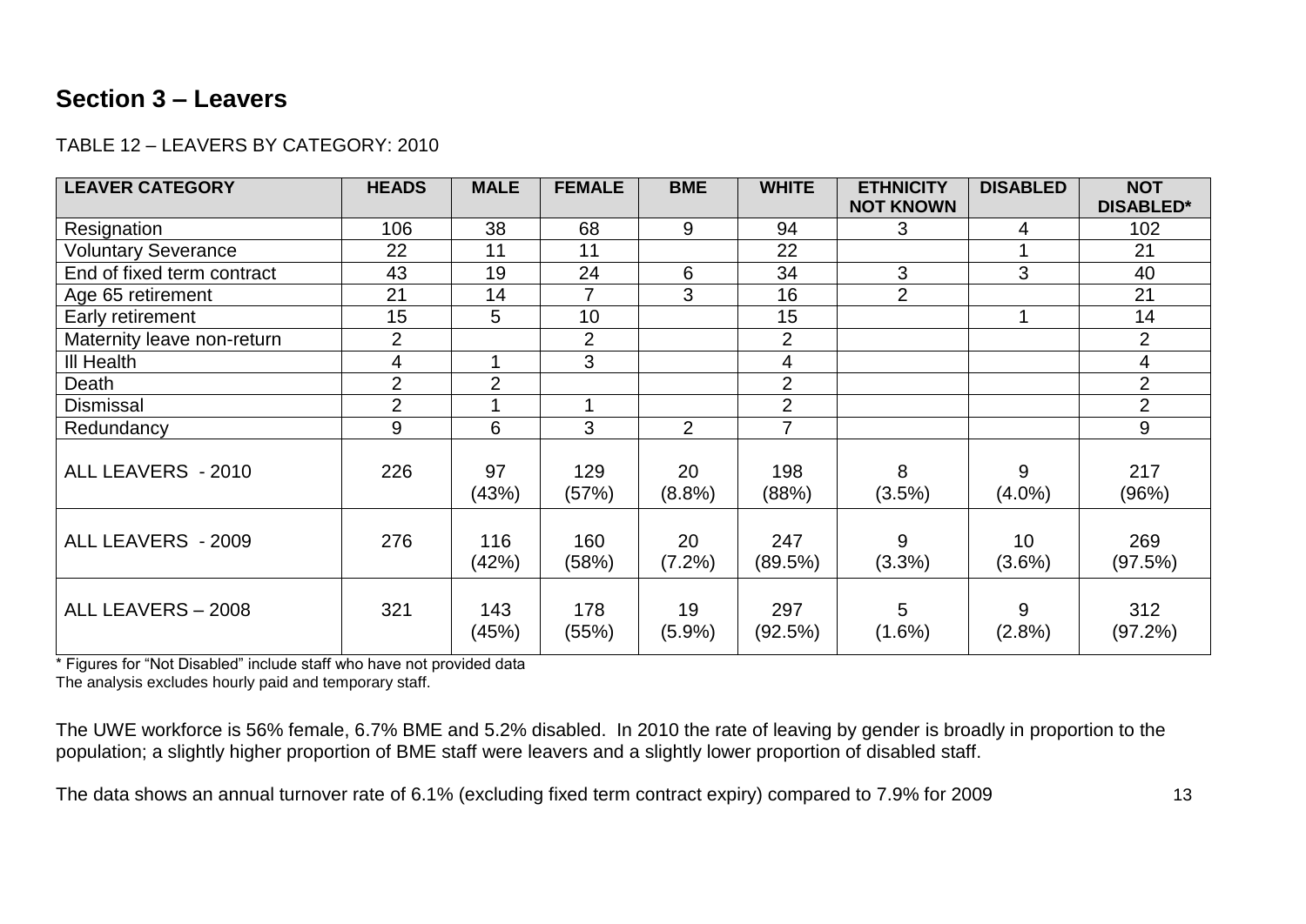## Section 3 – Leavers

TABLE 12 – LEAVERS BY CATEGORY: 2010

| LEAVER CATEGORY | HEADS | MALE | FEMALE | BME | WHITE | ETHNICITY NOT KNOWN | DISABLED | NOT DISABLED* |
|---|---|---|---|---|---|---|---|---|
| Resignation | 106 | 38 | 68 | 9 | 94 | 3 | 4 | 102 |
| Voluntary Severance | 22 | 11 | 11 | | 22 | | 1 | 21 |
| End of fixed term contract | 43 | 19 | 24 | 6 | 34 | 3 | 3 | 40 |
| Age 65 retirement | 21 | 14 | 7 | 3 | 16 | 2 | | 21 |
| Early retirement | 15 | 5 | 10 | | 15 | | 1 | 14 |
| Maternity leave non-return | 2 | | 2 | | 2 | | | 2 |
| Ill Health | 4 | 1 | 3 | | 4 | | | 4 |
| Death | 2 | 2 | | | 2 | | | 2 |
| Dismissal | 2 | 1 | 1 | | 2 | | | 2 |
| Redundancy | 9 | 6 | 3 | 2 | 7 | | | 9 |
| ALL LEAVERS - 2010 | 226 | 97 (43%) | 129 (57%) | 20 (8.8%) | 198 (88%) | 8 (3.5%) | 9 (4.0%) | 217 (96%) |
| ALL LEAVERS - 2009 | 276 | 116 (42%) | 160 (58%) | 20 (7.2%) | 247 (89.5%) | 9 (3.3%) | 10 (3.6%) | 269 (97.5%) |
| ALL LEAVERS – 2008 | 321 | 143 (45%) | 178 (55%) | 19 (5.9%) | 297 (92.5%) | 5 (1.6%) | 9 (2.8%) | 312 (97.2%) |

* Figures for "Not Disabled" include staff who have not provided data
The analysis excludes hourly paid and temporary staff.

The UWE workforce is 56% female, 6.7% BME and 5.2% disabled. In 2010 the rate of leaving by gender is broadly in proportion to the population; a slightly higher proportion of BME staff were leavers and a slightly lower proportion of disabled staff.

The data shows an annual turnover rate of 6.1% (excluding fixed term contract expiry) compared to 7.9% for 2009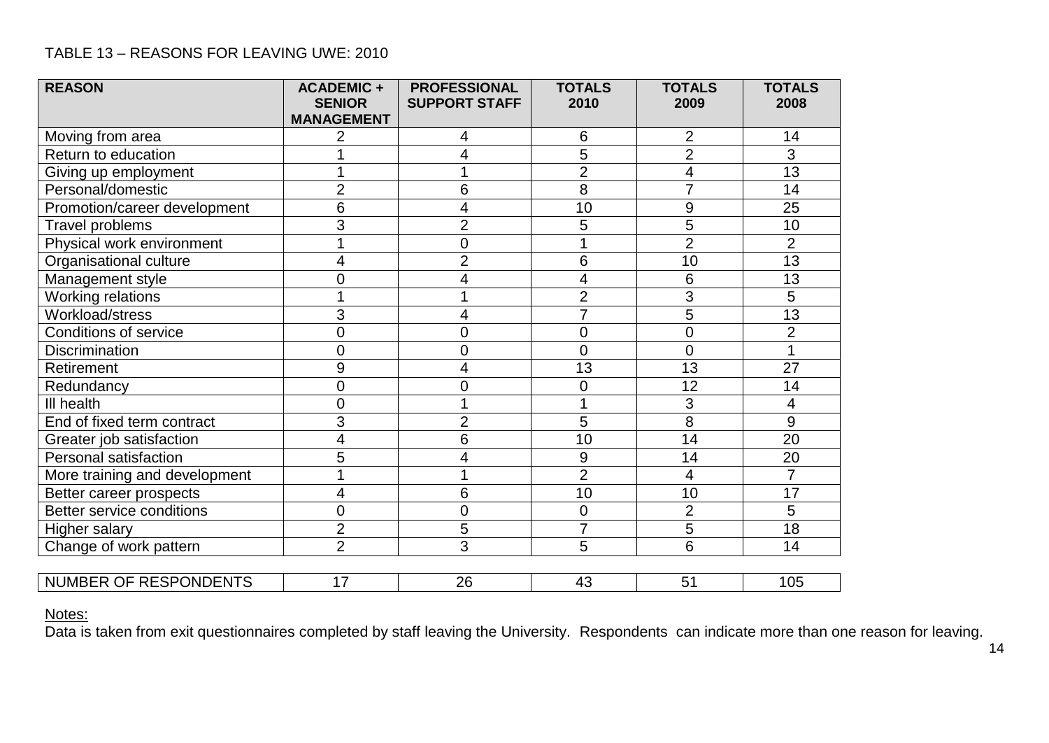TABLE 13 – REASONS FOR LEAVING UWE: 2010

| REASON | ACADEMIC + SENIOR MANAGEMENT | PROFESSIONAL SUPPORT STAFF | TOTALS 2010 | TOTALS 2009 | TOTALS 2008 |
|---|---|---|---|---|---|
| Moving from area | 2 | 4 | 6 | 2 | 14 |
| Return to education | 1 | 4 | 5 | 2 | 3 |
| Giving up employment | 1 | 1 | 2 | 4 | 13 |
| Personal/domestic | 2 | 6 | 8 | 7 | 14 |
| Promotion/career development | 6 | 4 | 10 | 9 | 25 |
| Travel problems | 3 | 2 | 5 | 5 | 10 |
| Physical work environment | 1 | 0 | 1 | 2 | 2 |
| Organisational culture | 4 | 2 | 6 | 10 | 13 |
| Management style | 0 | 4 | 4 | 6 | 13 |
| Working relations | 1 | 1 | 2 | 3 | 5 |
| Workload/stress | 3 | 4 | 7 | 5 | 13 |
| Conditions of service | 0 | 0 | 0 | 0 | 2 |
| Discrimination | 0 | 0 | 0 | 0 | 1 |
| Retirement | 9 | 4 | 13 | 13 | 27 |
| Redundancy | 0 | 0 | 0 | 12 | 14 |
| Ill health | 0 | 1 | 1 | 3 | 4 |
| End of fixed term contract | 3 | 2 | 5 | 8 | 9 |
| Greater job satisfaction | 4 | 6 | 10 | 14 | 20 |
| Personal satisfaction | 5 | 4 | 9 | 14 | 20 |
| More training and development | 1 | 1 | 2 | 4 | 7 |
| Better career prospects | 4 | 6 | 10 | 10 | 17 |
| Better service conditions | 0 | 0 | 0 | 2 | 5 |
| Higher salary | 2 | 5 | 7 | 5 | 18 |
| Change of work pattern | 2 | 3 | 5 | 6 | 14 |
| NUMBER OF RESPONDENTS | 17 | 26 | 43 | 51 | 105 |

Notes:

Data is taken from exit questionnaires completed by staff leaving the University. Respondents can indicate more than one reason for leaving.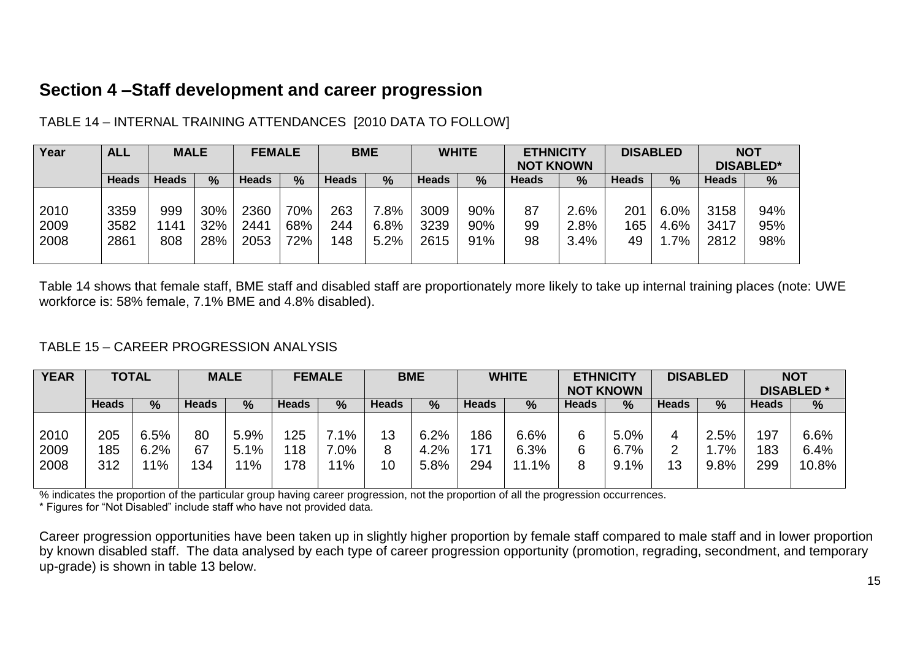## Section 4 –Staff development and career progression

TABLE 14 – INTERNAL TRAINING ATTENDANCES [2010 DATA TO FOLLOW]

| Year | ALL | MALE | | FEMALE | | BME | | WHITE | | ETHNICITY NOT KNOWN | | DISABLED | | NOT DISABLED* | |
|---|---|---|---|---|---|---|---|---|---|---|---|---|---|---|---|
| | Heads | Heads | % | Heads | % | Heads | % | Heads | % | Heads | % | Heads | % | Heads | % |
| 2010 | 3359 | 999 | 30% | 2360 | 70% | 263 | 7.8% | 3009 | 90% | 87 | 2.6% | 201 | 6.0% | 3158 | 94% |
| 2009 | 3582 | 1141 | 32% | 2441 | 68% | 244 | 6.8% | 3239 | 90% | 99 | 2.8% | 165 | 4.6% | 3417 | 95% |
| 2008 | 2861 | 808 | 28% | 2053 | 72% | 148 | 5.2% | 2615 | 91% | 98 | 3.4% | 49 | 1.7% | 2812 | 98% |

Table 14 shows that female staff, BME staff and disabled staff are proportionately more likely to take up internal training places (note: UWE workforce is: 58% female, 7.1% BME and 4.8% disabled).

TABLE 15 – CAREER PROGRESSION ANALYSIS

| YEAR | TOTAL | | MALE | | FEMALE | | BME | | WHITE | | ETHNICITY NOT KNOWN | | DISABLED | | NOT DISABLED * | |
|---|---|---|---|---|---|---|---|---|---|---|---|---|---|---|---|---|
| | Heads | % | Heads | % | Heads | % | Heads | % | Heads | % | Heads | % | Heads | % | Heads | % |
| 2010 | 205 | 6.5% | 80 | 5.9% | 125 | 7.1% | 13 | 6.2% | 186 | 6.6% | 6 | 5.0% | 4 | 2.5% | 197 | 6.6% |
| 2009 | 185 | 6.2% | 67 | 5.1% | 118 | 7.0% | 8 | 4.2% | 171 | 6.3% | 6 | 6.7% | 2 | 1.7% | 183 | 6.4% |
| 2008 | 312 | 11% | 134 | 11% | 178 | 11% | 10 | 5.8% | 294 | 11.1% | 8 | 9.1% | 13 | 9.8% | 299 | 10.8% |

% indicates the proportion of the particular group having career progression, not the proportion of all the progression occurrences.

* Figures for "Not Disabled" include staff who have not provided data.

Career progression opportunities have been taken up in slightly higher proportion by female staff compared to male staff and in lower proportion by known disabled staff. The data analysed by each type of career progression opportunity (promotion, regrading, secondment, and temporary up-grade) is shown in table 13 below.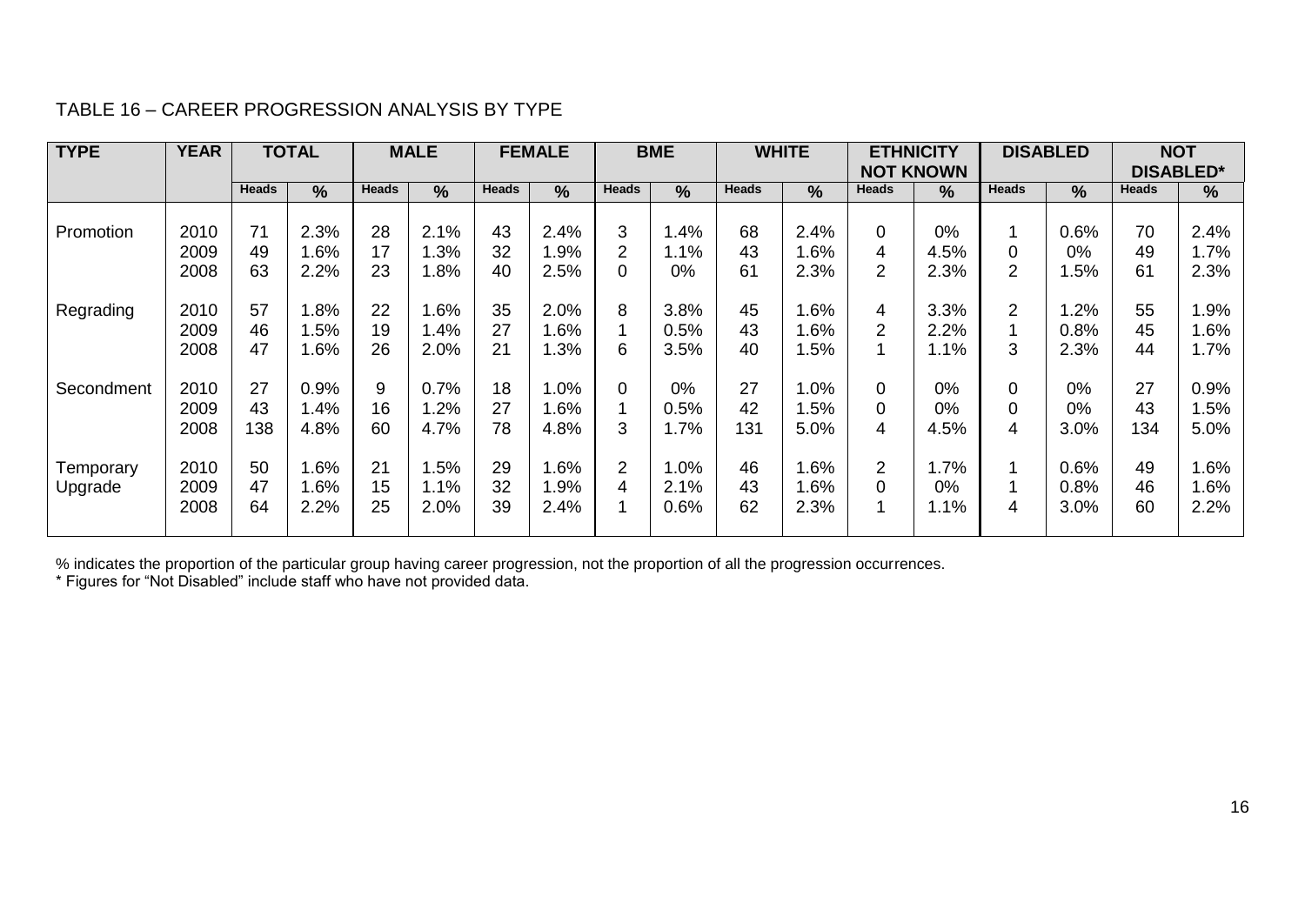TABLE 16 – CAREER PROGRESSION ANALYSIS BY TYPE

| TYPE | YEAR | TOTAL | | MALE | | FEMALE | | BME | | WHITE | | ETHNICITY NOT KNOWN | | DISABLED | | NOT DISABLED* | |
|---|---|---|---|---|---|---|---|---|---|---|---|---|---|---|---|---|---|
| | | Heads | % | Heads | % | Heads | % | Heads | % | Heads | % | Heads | % | Heads | % | Heads | % |
| Promotion | 2010 | 71 | 2.3% | 28 | 2.1% | 43 | 2.4% | 3 | 1.4% | 68 | 2.4% | 0 | 0% | 1 | 0.6% | 70 | 2.4% |
| | 2009 | 49 | 1.6% | 17 | 1.3% | 32 | 1.9% | 2 | 1.1% | 43 | 1.6% | 4 | 4.5% | 0 | 0% | 49 | 1.7% |
| | 2008 | 63 | 2.2% | 23 | 1.8% | 40 | 2.5% | 0 | 0% | 61 | 2.3% | 2 | 2.3% | 2 | 1.5% | 61 | 2.3% |
| Regrading | 2010 | 57 | 1.8% | 22 | 1.6% | 35 | 2.0% | 8 | 3.8% | 45 | 1.6% | 4 | 3.3% | 2 | 1.2% | 55 | 1.9% |
| | 2009 | 46 | 1.5% | 19 | 1.4% | 27 | 1.6% | 1 | 0.5% | 43 | 1.6% | 2 | 2.2% | 1 | 0.8% | 45 | 1.6% |
| | 2008 | 47 | 1.6% | 26 | 2.0% | 21 | 1.3% | 6 | 3.5% | 40 | 1.5% | 1 | 1.1% | 3 | 2.3% | 44 | 1.7% |
| Secondment | 2010 | 27 | 0.9% | 9 | 0.7% | 18 | 1.0% | 0 | 0% | 27 | 1.0% | 0 | 0% | 0 | 0% | 27 | 0.9% |
| | 2009 | 43 | 1.4% | 16 | 1.2% | 27 | 1.6% | 1 | 0.5% | 42 | 1.5% | 0 | 0% | 0 | 0% | 43 | 1.5% |
| | 2008 | 138 | 4.8% | 60 | 4.7% | 78 | 4.8% | 3 | 1.7% | 131 | 5.0% | 4 | 4.5% | 4 | 3.0% | 134 | 5.0% |
| Temporary Upgrade | 2010 | 50 | 1.6% | 21 | 1.5% | 29 | 1.6% | 2 | 1.0% | 46 | 1.6% | 2 | 1.7% | 1 | 0.6% | 49 | 1.6% |
| | 2009 | 47 | 1.6% | 15 | 1.1% | 32 | 1.9% | 4 | 2.1% | 43 | 1.6% | 0 | 0% | 1 | 0.8% | 46 | 1.6% |
| | 2008 | 64 | 2.2% | 25 | 2.0% | 39 | 2.4% | 1 | 0.6% | 62 | 2.3% | 1 | 1.1% | 4 | 3.0% | 60 | 2.2% |

% indicates the proportion of the particular group having career progression, not the proportion of all the progression occurrences.

* Figures for "Not Disabled" include staff who have not provided data.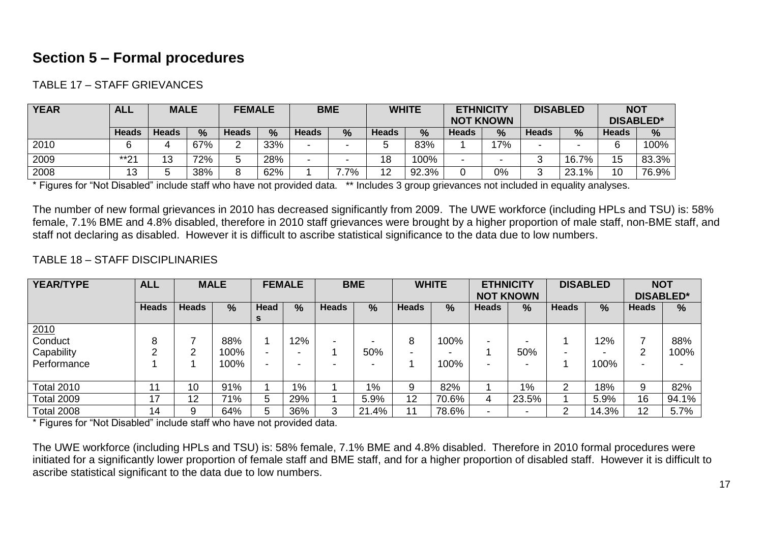## Section 5 – Formal procedures

TABLE 17 – STAFF GRIEVANCES

| YEAR | ALL | MALE | | FEMALE | | BME | | WHITE | | ETHNICITY NOT KNOWN | | DISABLED | | NOT DISABLED* | |
|---|---|---|---|---|---|---|---|---|---|---|---|---|---|---|---|
| | Heads | Heads | % | Heads | % | Heads | % | Heads | % | Heads | % | Heads | % | Heads | % |
| 2010 | 6 | 4 | 67% | 2 | 33% | - | - | 5 | 83% | 1 | 17% | - | - | 6 | 100% |
| 2009 | **21 | 13 | 72% | 5 | 28% | - | - | 18 | 100% | - | - | 3 | 16.7% | 15 | 83.3% |
| 2008 | 13 | 5 | 38% | 8 | 62% | 1 | 7.7% | 12 | 92.3% | 0 | 0% | 3 | 23.1% | 10 | 76.9% |

* Figures for "Not Disabled" include staff who have not provided data. ** Includes 3 group grievances not included in equality analyses.

The number of new formal grievances in 2010 has decreased significantly from 2009. The UWE workforce (including HPLs and TSU) is: 58% female, 7.1% BME and 4.8% disabled, therefore in 2010 staff grievances were brought by a higher proportion of male staff, non-BME staff, and staff not declaring as disabled. However it is difficult to ascribe statistical significance to the data due to low numbers.

TABLE 18 – STAFF DISCIPLINARIES

| YEAR/TYPE | ALL | MALE | | FEMALE | | BME | | WHITE | | ETHNICITY NOT KNOWN | | DISABLED | | NOT DISABLED* | |
|---|---|---|---|---|---|---|---|---|---|---|---|---|---|---|---|
| | Heads | Heads | % | Heads | % | Heads | % | Heads | % | Heads | % | Heads | % | Heads | % |
| 2010 | | | | | | | | | | | | | | | |
| Conduct | 8 | 7 | 88% | 1 | 12% | - | - | 8 | 100% | - | - | 1 | 12% | 7 | 88% |
| Capability | 2 | 2 | 100% | - | - | 1 | 50% | - | - | 1 | 50% | - | - | 2 | 100% |
| Performance | 1 | 1 | 100% | - | - | - | - | 1 | 100% | - | - | 1 | 100% | - | - |
| Total 2010 | 11 | 10 | 91% | 1 | 1% | 1 | 1% | 9 | 82% | 1 | 1% | 2 | 18% | 9 | 82% |
| Total 2009 | 17 | 12 | 71% | 5 | 29% | 1 | 5.9% | 12 | 70.6% | 4 | 23.5% | 1 | 5.9% | 16 | 94.1% |
| Total 2008 | 14 | 9 | 64% | 5 | 36% | 3 | 21.4% | 11 | 78.6% | - | - | 2 | 14.3% | 12 | 5.7% |

* Figures for "Not Disabled" include staff who have not provided data.

The UWE workforce (including HPLs and TSU) is: 58% female, 7.1% BME and 4.8% disabled. Therefore in 2010 formal procedures were initiated for a significantly lower proportion of female staff and BME staff, and for a higher proportion of disabled staff. However it is difficult to ascribe statistical significant to the data due to low numbers.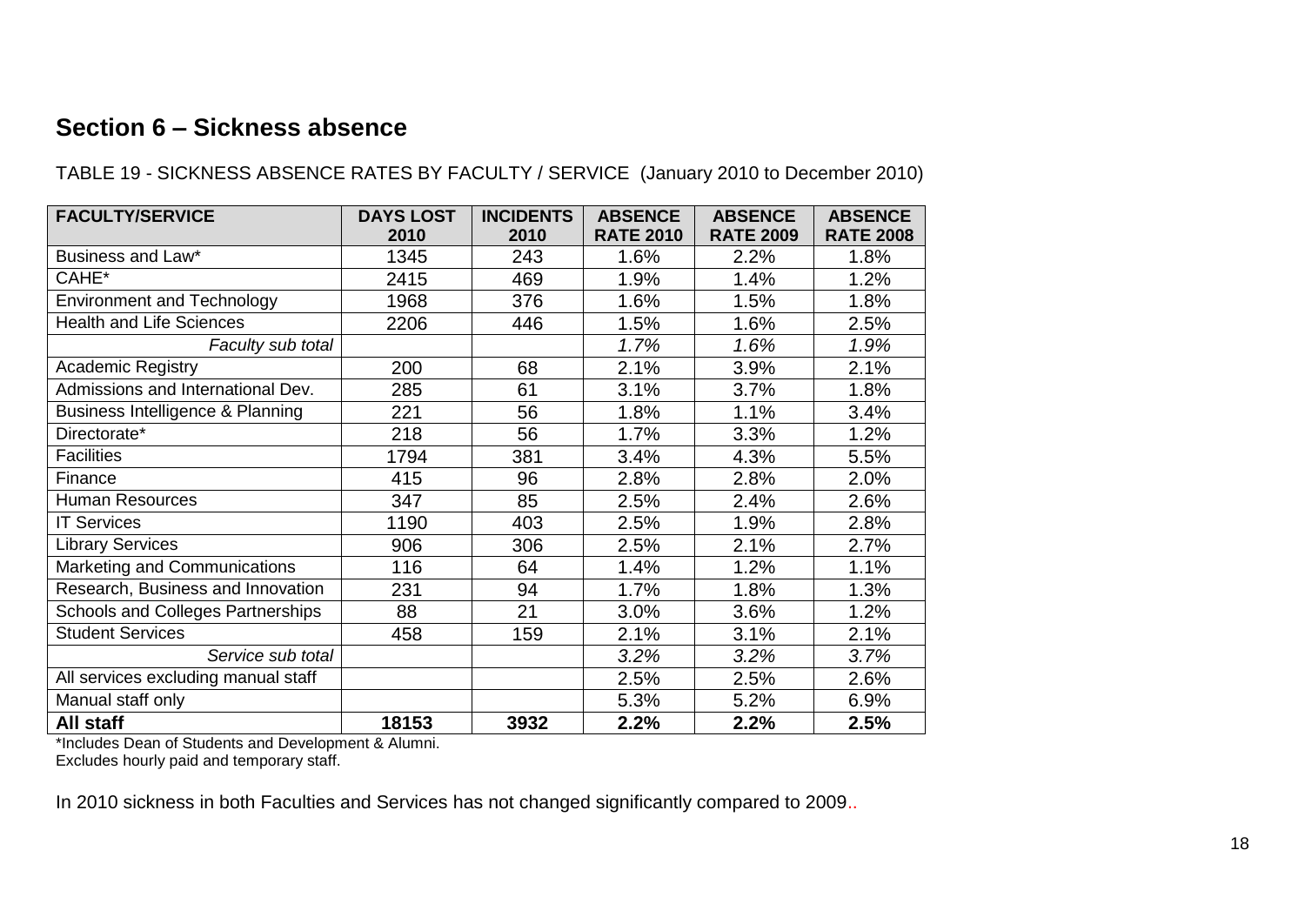## Section 6 – Sickness absence

TABLE 19 - SICKNESS ABSENCE RATES BY FACULTY / SERVICE (January 2010 to December 2010)

| FACULTY/SERVICE | DAYS LOST 2010 | INCIDENTS 2010 | ABSENCE RATE 2010 | ABSENCE RATE 2009 | ABSENCE RATE 2008 |
|---|---|---|---|---|---|
| Business and Law* | 1345 | 243 | 1.6% | 2.2% | 1.8% |
| CAHE* | 2415 | 469 | 1.9% | 1.4% | 1.2% |
| Environment and Technology | 1968 | 376 | 1.6% | 1.5% | 1.8% |
| Health and Life Sciences | 2206 | 446 | 1.5% | 1.6% | 2.5% |
| *Faculty sub total* | | | *1.7%* | *1.6%* | *1.9%* |
| Academic Registry | 200 | 68 | 2.1% | 3.9% | 2.1% |
| Admissions and International Dev. | 285 | 61 | 3.1% | 3.7% | 1.8% |
| Business Intelligence & Planning | 221 | 56 | 1.8% | 1.1% | 3.4% |
| Directorate* | 218 | 56 | 1.7% | 3.3% | 1.2% |
| Facilities | 1794 | 381 | 3.4% | 4.3% | 5.5% |
| Finance | 415 | 96 | 2.8% | 2.8% | 2.0% |
| Human Resources | 347 | 85 | 2.5% | 2.4% | 2.6% |
| IT Services | 1190 | 403 | 2.5% | 1.9% | 2.8% |
| Library Services | 906 | 306 | 2.5% | 2.1% | 2.7% |
| Marketing and Communications | 116 | 64 | 1.4% | 1.2% | 1.1% |
| Research, Business and Innovation | 231 | 94 | 1.7% | 1.8% | 1.3% |
| Schools and Colleges Partnerships | 88 | 21 | 3.0% | 3.6% | 1.2% |
| Student Services | 458 | 159 | 2.1% | 3.1% | 2.1% |
| *Service sub total* | | | *3.2%* | *3.2%* | *3.7%* |
| All services excluding manual staff | | | 2.5% | 2.5% | 2.6% |
| Manual staff only | | | 5.3% | 5.2% | 6.9% |
| **All staff** | **18153** | **3932** | **2.2%** | **2.2%** | **2.5%** |

*Includes Dean of Students and Development & Alumni.
Excludes hourly paid and temporary staff.

In 2010 sickness in both Faculties and Services has not changed significantly compared to 2009..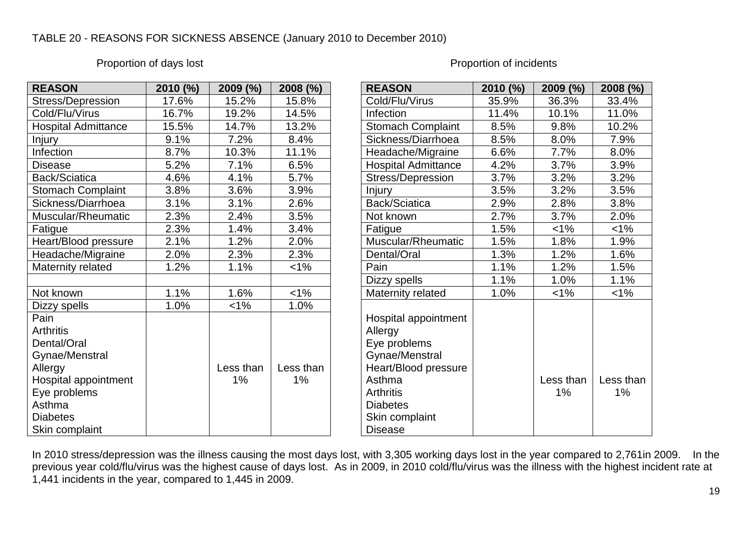TABLE 20 - REASONS FOR SICKNESS ABSENCE (January 2010 to December 2010)

Proportion of days lost

| REASON | 2010 (%) | 2009 (%) | 2008 (%) |
|---|---|---|---|
| Stress/Depression | 17.6% | 15.2% | 15.8% |
| Cold/Flu/Virus | 16.7% | 19.2% | 14.5% |
| Hospital Admittance | 15.5% | 14.7% | 13.2% |
| Injury | 9.1% | 7.2% | 8.4% |
| Infection | 8.7% | 10.3% | 11.1% |
| Disease | 5.2% | 7.1% | 6.5% |
| Back/Sciatica | 4.6% | 4.1% | 5.7% |
| Stomach Complaint | 3.8% | 3.6% | 3.9% |
| Sickness/Diarrhoea | 3.1% | 3.1% | 2.6% |
| Muscular/Rheumatic | 2.3% | 2.4% | 3.5% |
| Fatigue | 2.3% | 1.4% | 3.4% |
| Heart/Blood pressure | 2.1% | 1.2% | 2.0% |
| Headache/Migraine | 2.0% | 2.3% | 2.3% |
| Maternity related | 1.2% | 1.1% | <1% |
| | | | |
| Not known | 1.1% | 1.6% | <1% |
| Dizzy spells | 1.0% | <1% | 1.0% |
| Pain<br>Arthritis<br>Dental/Oral<br>Gynae/Menstral<br>Allergy<br>Hospital appointment<br>Eye problems<br>Asthma<br>Diabetes<br>Skin complaint | | Less than 1% | Less than 1% |

Proportion of incidents

| REASON | 2010 (%) | 2009 (%) | 2008 (%) |
|---|---|---|---|
| Cold/Flu/Virus | 35.9% | 36.3% | 33.4% |
| Infection | 11.4% | 10.1% | 11.0% |
| Stomach Complaint | 8.5% | 9.8% | 10.2% |
| Sickness/Diarrhoea | 8.5% | 8.0% | 7.9% |
| Headache/Migraine | 6.6% | 7.7% | 8.0% |
| Hospital Admittance | 4.2% | 3.7% | 3.9% |
| Stress/Depression | 3.7% | 3.2% | 3.2% |
| Injury | 3.5% | 3.2% | 3.5% |
| Back/Sciatica | 2.9% | 2.8% | 3.8% |
| Not known | 2.7% | 3.7% | 2.0% |
| Fatigue | 1.5% | <1% | <1% |
| Muscular/Rheumatic | 1.5% | 1.8% | 1.9% |
| Dental/Oral | 1.3% | 1.2% | 1.6% |
| Pain | 1.1% | 1.2% | 1.5% |
| Dizzy spells | 1.1% | 1.0% | 1.1% |
| Maternity related | 1.0% | <1% | <1% |
| Hospital appointment<br>Allergy<br>Eye problems<br>Gynae/Menstral<br>Heart/Blood pressure<br>Asthma<br>Arthritis<br>Diabetes<br>Skin complaint<br>Disease | | Less than 1% | Less than 1% |

In 2010 stress/depression was the illness causing the most days lost, with 3,305 working days lost in the year compared to 2,761in 2009. In the previous year cold/flu/virus was the highest cause of days lost. As in 2009, in 2010 cold/flu/virus was the illness with the highest incident rate at 1,441 incidents in the year, compared to 1,445 in 2009.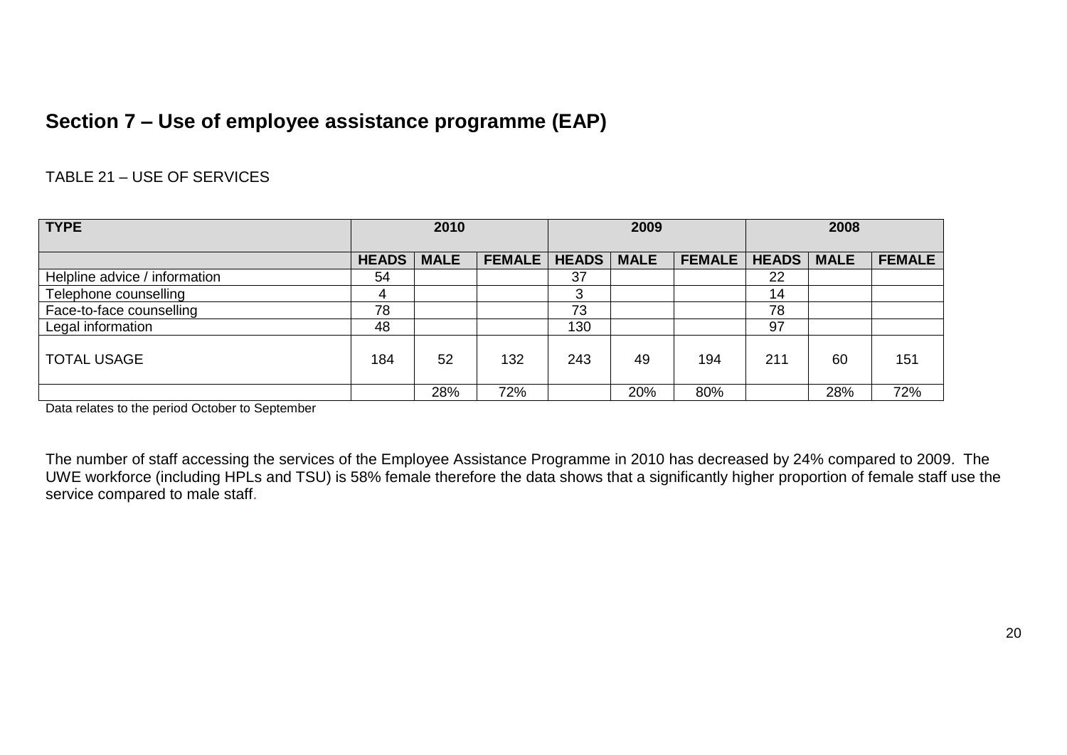## Section 7 – Use of employee assistance programme (EAP)

TABLE 21 – USE OF SERVICES

| TYPE | 2010 | | | 2009 | | | 2008 | | |
|---|---|---|---|---|---|---|---|---|---|
| | HEADS | MALE | FEMALE | HEADS | MALE | FEMALE | HEADS | MALE | FEMALE |
| Helpline advice / information | 54 | | | 37 | | | 22 | | |
| Telephone counselling | 4 | | | 3 | | | 14 | | |
| Face-to-face counselling | 78 | | | 73 | | | 78 | | |
| Legal information | 48 | | | 130 | | | 97 | | |
| TOTAL USAGE | 184 | 52 | 132 | 243 | 49 | 194 | 211 | 60 | 151 |
| | | 28% | 72% | | 20% | 80% | | 28% | 72% |

Data relates to the period October to September

The number of staff accessing the services of the Employee Assistance Programme in 2010 has decreased by 24% compared to 2009. The UWE workforce (including HPLs and TSU) is 58% female therefore the data shows that a significantly higher proportion of female staff use the service compared to male staff.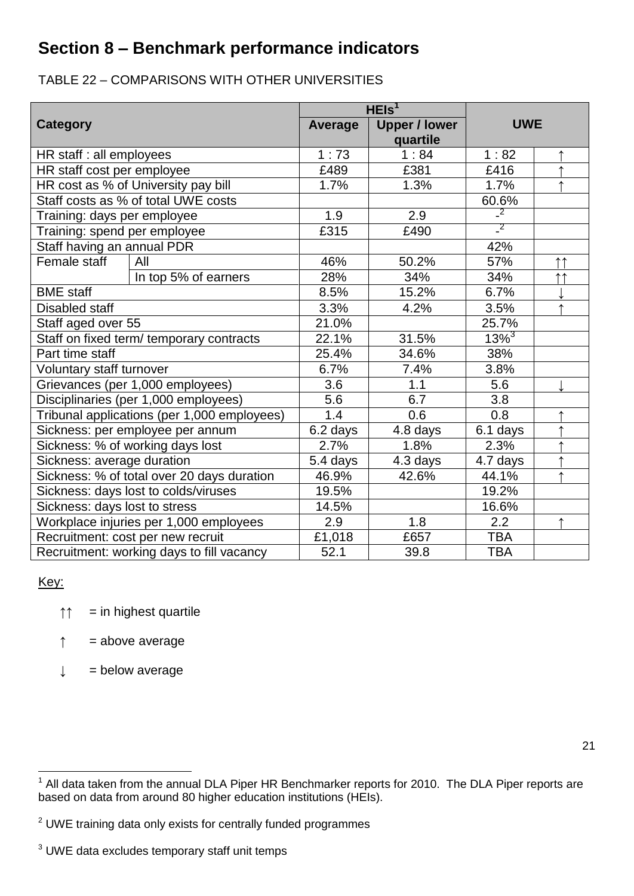# Section 8 – Benchmark performance indicators

TABLE 22 – COMPARISONS WITH OTHER UNIVERSITIES

| Category | | HEIs[1] | | UWE | |
|---|---|---|---|---|---|
| | | Average | Upper / lower quartile | | |
| HR staff : all employees | | 1 : 73 | 1 : 84 | 1 : 82 | ↑ |
| HR staff cost per employee | | £489 | £381 | £416 | ↑ |
| HR cost as % of University pay bill | | 1.7% | 1.3% | 1.7% | ↑ |
| Staff costs as % of total UWE costs | | | | 60.6% | |
| Training: days per employee | | 1.9 | 2.9 | -[2] | |
| Training: spend per employee | | £315 | £490 | -[2] | |
| Staff having an annual PDR | | | | 42% | |
| Female staff | All | 46% | 50.2% | 57% | ↑↑ |
| | In top 5% of earners | 28% | 34% | 34% | ↑↑ |
| BME staff | | 8.5% | 15.2% | 6.7% | ↓ |
| Disabled staff | | 3.3% | 4.2% | 3.5% | ↑ |
| Staff aged over 55 | | 21.0% | | 25.7% | |
| Staff on fixed term/ temporary contracts | | 22.1% | 31.5% | 13%[3] | |
| Part time staff | | 25.4% | 34.6% | 38% | |
| Voluntary staff turnover | | 6.7% | 7.4% | 3.8% | |
| Grievances (per 1,000 employees) | | 3.6 | 1.1 | 5.6 | ↓ |
| Disciplinaries (per 1,000 employees) | | 5.6 | 6.7 | 3.8 | |
| Tribunal applications (per 1,000 employees) | | 1.4 | 0.6 | 0.8 | ↑ |
| Sickness: per employee per annum | | 6.2 days | 4.8 days | 6.1 days | ↑ |
| Sickness: % of working days lost | | 2.7% | 1.8% | 2.3% | ↑ |
| Sickness: average duration | | 5.4 days | 4.3 days | 4.7 days | ↑ |
| Sickness: % of total over 20 days duration | | 46.9% | 42.6% | 44.1% | ↑ |
| Sickness: days lost to colds/viruses | | 19.5% | | 19.2% | |
| Sickness: days lost to stress | | 14.5% | | 16.6% | |
| Workplace injuries per 1,000 employees | | 2.9 | 1.8 | 2.2 | ↑ |
| Recruitment: cost per new recruit | | £1,018 | £657 | TBA | |
| Recruitment: working days to fill vacancy | | 52.1 | 39.8 | TBA | |

Key:

↑↑ = in highest quartile

↑ = above average

↓ = below average

[1] All data taken from the annual DLA Piper HR Benchmarker reports for 2010. The DLA Piper reports are based on data from around 80 higher education institutions (HEIs).

[2] UWE training data only exists for centrally funded programmes

[3] UWE data excludes temporary staff unit temps